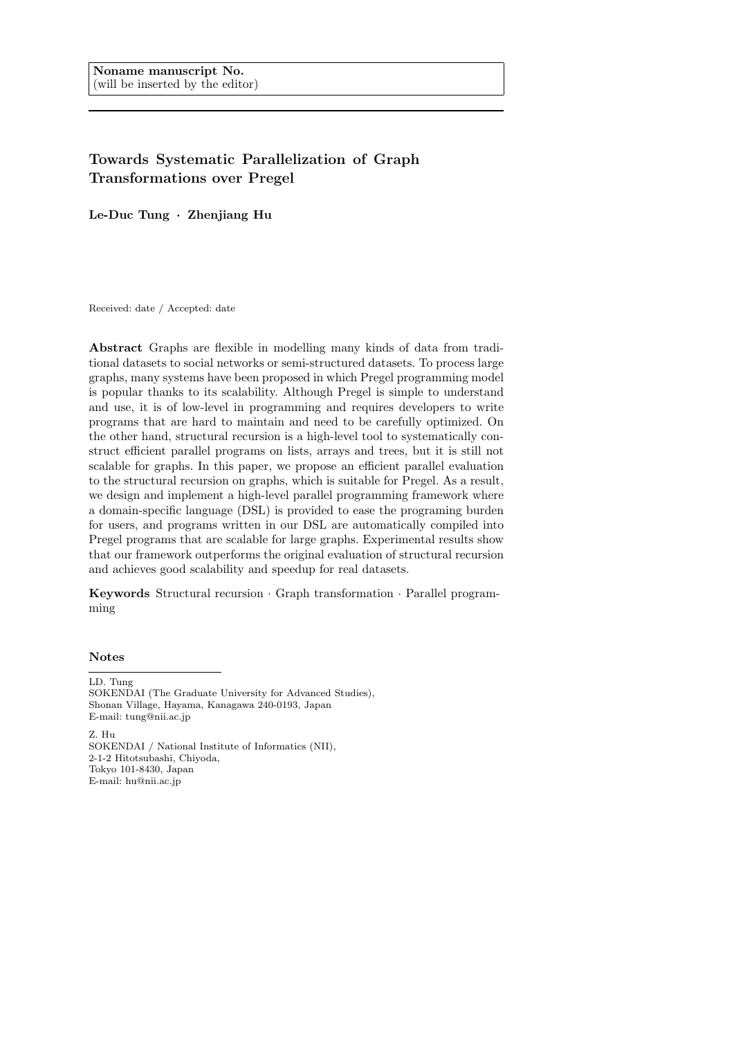**Noname manuscript No.**
(will be inserted by the editor)

# Towards Systematic Parallelization of Graph Transformations over Pregel

**Le-Duc Tung · Zhenjiang Hu**

Received: date / Accepted: date

**Abstract** Graphs are flexible in modelling many kinds of data from traditional datasets to social networks or semi-structured datasets. To process large graphs, many systems have been proposed in which Pregel programming model is popular thanks to its scalability. Although Pregel is simple to understand and use, it is of low-level in programming and requires developers to write programs that are hard to maintain and need to be carefully optimized. On the other hand, structural recursion is a high-level tool to systematically construct efficient parallel programs on lists, arrays and trees, but it is still not scalable for graphs. In this paper, we propose an efficient parallel evaluation to the structural recursion on graphs, which is suitable for Pregel. As a result, we design and implement a high-level parallel programming framework where a domain-specific language (DSL) is provided to ease the programing burden for users, and programs written in our DSL are automatically compiled into Pregel programs that are scalable for large graphs. Experimental results show that our framework outperforms the original evaluation of structural recursion and achieves good scalability and speedup for real datasets.

**Keywords** Structural recursion · Graph transformation · Parallel programming

**Notes**

LD. Tung
SOKENDAI (The Graduate University for Advanced Studies),
Shonan Village, Hayama, Kanagawa 240-0193, Japan
E-mail: tung@nii.ac.jp

Z. Hu
SOKENDAI / National Institute of Informatics (NII),
2-1-2 Hitotsubashi, Chiyoda,
Tokyo 101-8430, Japan
E-mail: hu@nii.ac.jp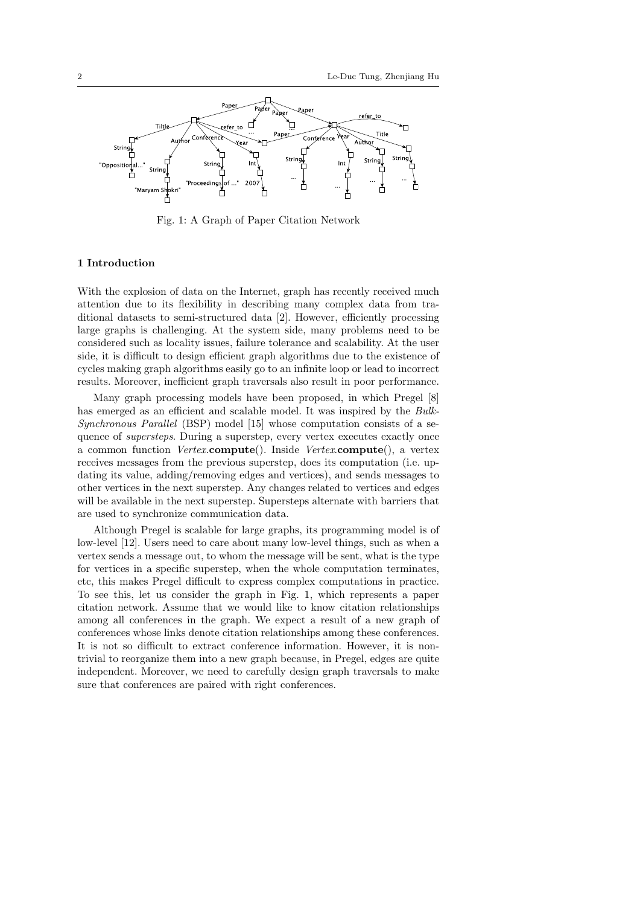Fig. 1: A Graph of Paper Citation Network

## 1 Introduction

With the explosion of data on the Internet, graph has recently received much attention due to its flexibility in describing many complex data from traditional datasets to semi-structured data [2]. However, efficiently processing large graphs is challenging. At the system side, many problems need to be considered such as locality issues, failure tolerance and scalability. At the user side, it is difficult to design efficient graph algorithms due to the existence of cycles making graph algorithms easily go to an infinite loop or lead to incorrect results. Moreover, inefficient graph traversals also result in poor performance.

Many graph processing models have been proposed, in which Pregel [8] has emerged as an efficient and scalable model. It was inspired by the *Bulk-Synchronous Parallel* (BSP) model [15] whose computation consists of a sequence of *supersteps*. During a superstep, every vertex executes exactly once a common function *Vertex*.**compute**(). Inside *Vertex*.**compute**(), a vertex receives messages from the previous superstep, does its computation (i.e. updating its value, adding/removing edges and vertices), and sends messages to other vertices in the next superstep. Any changes related to vertices and edges will be available in the next superstep. Supersteps alternate with barriers that are used to synchronize communication data.

Although Pregel is scalable for large graphs, its programming model is of low-level [12]. Users need to care about many low-level things, such as when a vertex sends a message out, to whom the message will be sent, what is the type for vertices in a specific superstep, when the whole computation terminates, etc, this makes Pregel difficult to express complex computations in practice. To see this, let us consider the graph in Fig. 1, which represents a paper citation network. Assume that we would like to know citation relationships among all conferences in the graph. We expect a result of a new graph of conferences whose links denote citation relationships among these conferences. It is not so difficult to extract conference information. However, it is nontrivial to reorganize them into a new graph because, in Pregel, edges are quite independent. Moreover, we need to carefully design graph traversals to make sure that conferences are paired with right conferences.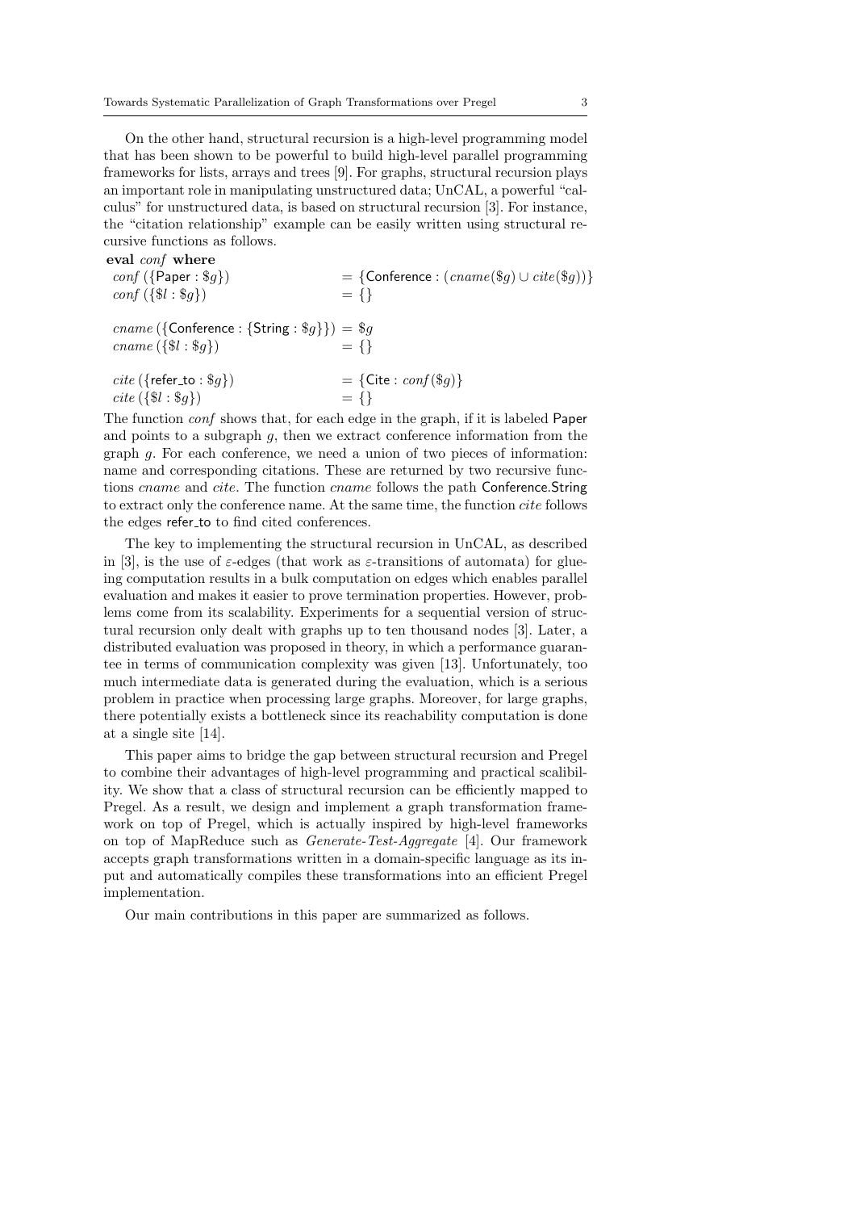On the other hand, structural recursion is a high-level programming model that has been shown to be powerful to build high-level parallel programming frameworks for lists, arrays and trees [9]. For graphs, structural recursion plays an important role in manipulating unstructured data; UnCAL, a powerful "calculus" for unstructured data, is based on structural recursion [3]. For instance, the "citation relationship" example can be easily written using structural recursive functions as follows.

**eval** *conf* **where**

$$
\begin{aligned}
&conf\ (\{\mathsf{Paper} : \$g\}) && = \{\mathsf{Conference} : (cname(\$g) \cup cite(\$g))\} \\
&conf\ (\{\$l : \$g\}) && = \{\} \\[1em]
&cname\ (\{\mathsf{Conference} : \{\mathsf{String} : \$g\}\}) && = \$g \\
&cname\ (\{\$l : \$g\}) && = \{\} \\[1em]
&cite\ (\{\mathsf{refer\_to} : \$g\}) && = \{\mathsf{Cite} : conf(\$g)\} \\
&cite\ (\{\$l : \$g\}) && = \{\}
\end{aligned}
$$

The function *conf* shows that, for each edge in the graph, if it is labeled Paper and points to a subgraph $g$, then we extract conference information from the graph $g$. For each conference, we need a union of two pieces of information: name and corresponding citations. These are returned by two recursive functions *cname* and *cite*. The function *cname* follows the path Conference.String to extract only the conference name. At the same time, the function *cite* follows the edges refer_to to find cited conferences.

The key to implementing the structural recursion in UnCAL, as described in [3], is the use of $\varepsilon$-edges (that work as $\varepsilon$-transitions of automata) for glueing computation results in a bulk computation on edges which enables parallel evaluation and makes it easier to prove termination properties. However, problems come from its scalability. Experiments for a sequential version of structural recursion only dealt with graphs up to ten thousand nodes [3]. Later, a distributed evaluation was proposed in theory, in which a performance guarantee in terms of communication complexity was given [13]. Unfortunately, too much intermediate data is generated during the evaluation, which is a serious problem in practice when processing large graphs. Moreover, for large graphs, there potentially exists a bottleneck since its reachability computation is done at a single site [14].

This paper aims to bridge the gap between structural recursion and Pregel to combine their advantages of high-level programming and practical scalibility. We show that a class of structural recursion can be efficiently mapped to Pregel. As a result, we design and implement a graph transformation framework on top of Pregel, which is actually inspired by high-level frameworks on top of MapReduce such as *Generate-Test-Aggregate* [4]. Our framework accepts graph transformations written in a domain-specific language as its input and automatically compiles these transformations into an efficient Pregel implementation.

Our main contributions in this paper are summarized as follows.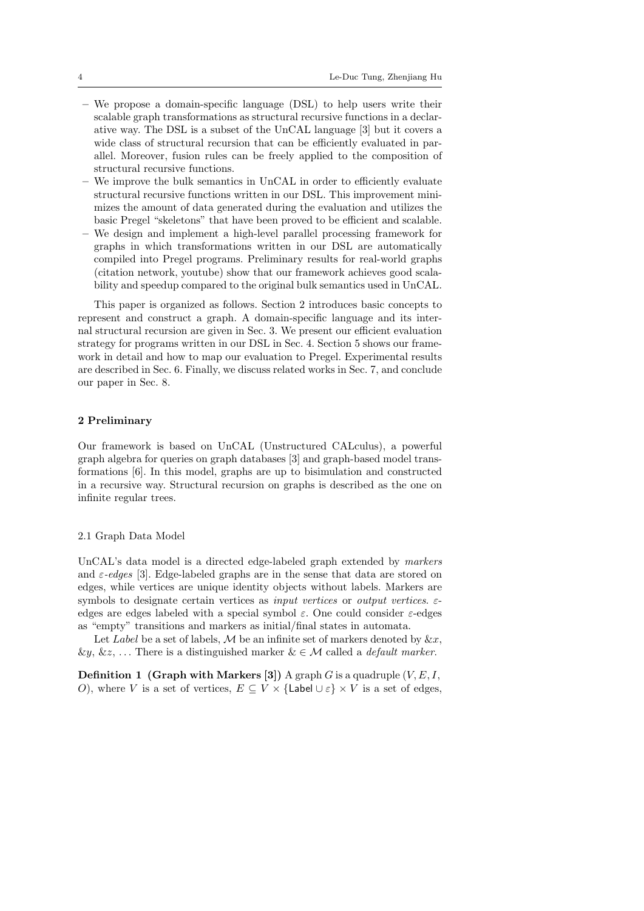- We propose a domain-specific language (DSL) to help users write their scalable graph transformations as structural recursive functions in a declarative way. The DSL is a subset of the UnCAL language [3] but it covers a wide class of structural recursion that can be efficiently evaluated in parallel. Moreover, fusion rules can be freely applied to the composition of structural recursive functions.
- We improve the bulk semantics in UnCAL in order to efficiently evaluate structural recursive functions written in our DSL. This improvement minimizes the amount of data generated during the evaluation and utilizes the basic Pregel "skeletons" that have been proved to be efficient and scalable.
- We design and implement a high-level parallel processing framework for graphs in which transformations written in our DSL are automatically compiled into Pregel programs. Preliminary results for real-world graphs (citation network, youtube) show that our framework achieves good scalability and speedup compared to the original bulk semantics used in UnCAL.

This paper is organized as follows. Section 2 introduces basic concepts to represent and construct a graph. A domain-specific language and its internal structural recursion are given in Sec. 3. We present our efficient evaluation strategy for programs written in our DSL in Sec. 4. Section 5 shows our framework in detail and how to map our evaluation to Pregel. Experimental results are described in Sec. 6. Finally, we discuss related works in Sec. 7, and conclude our paper in Sec. 8.

## 2 Preliminary

Our framework is based on UnCAL (Unstructured CALculus), a powerful graph algebra for queries on graph databases [3] and graph-based model transformations [6]. In this model, graphs are up to bisimulation and constructed in a recursive way. Structural recursion on graphs is described as the one on infinite regular trees.

### 2.1 Graph Data Model

UnCAL's data model is a directed edge-labeled graph extended by *markers* and $\varepsilon$-*edges* [3]. Edge-labeled graphs are in the sense that data are stored on edges, while vertices are unique identity objects without labels. Markers are symbols to designate certain vertices as *input vertices* or *output vertices*. $\varepsilon$-edges are edges labeled with a special symbol $\varepsilon$. One could consider $\varepsilon$-edges as "empty" transitions and markers as initial/final states in automata.

Let *Label* be a set of labels, $\mathcal{M}$ be an infinite set of markers denoted by $\&x$, $\&y$, $\&z$, ... There is a distinguished marker $\& \in \mathcal{M}$ called a *default marker*.

**Definition 1 (Graph with Markers [3])** A graph $G$ is a quadruple $(V, E, I, O)$, where $V$ is a set of vertices, $E \subseteq V \times \{\mathsf{Label} \cup \varepsilon\} \times V$ is a set of edges,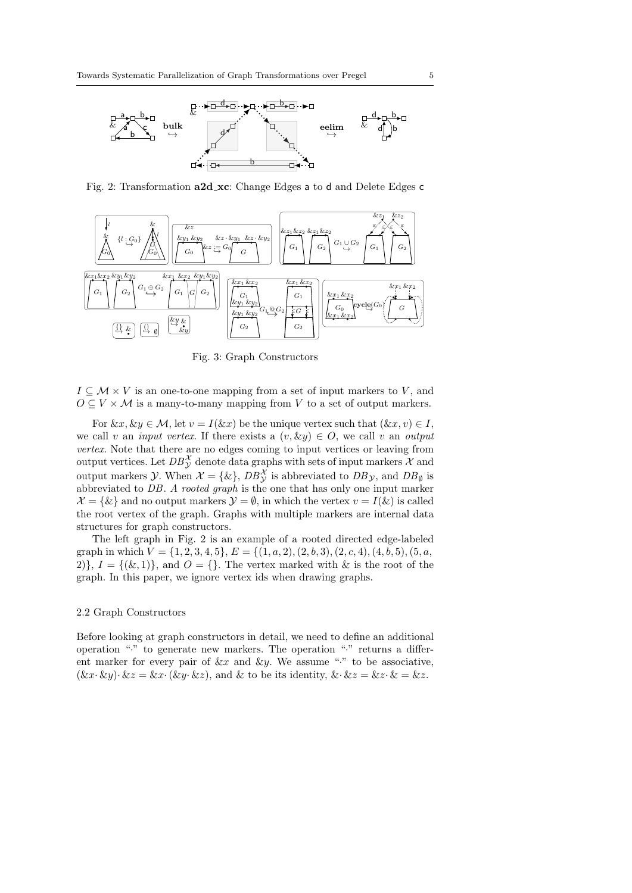Fig. 2: Transformation **a2d_xc**: Change Edges a to d and Delete Edges c

Fig. 3: Graph Constructors

$I \subseteq \mathcal{M} \times V$ is an one-to-one mapping from a set of input markers to $V$, and $O \subseteq V \times \mathcal{M}$ is a many-to-many mapping from $V$ to a set of output markers.

For $\&x, \&y \in \mathcal{M}$, let $v = I(\&x)$ be the unique vertex such that $(\&x, v) \in I$, we call $v$ an *input vertex*. If there exists a $(v, \&y) \in O$, we call $v$ an *output vertex*. Note that there are no edges coming to input vertices or leaving from output vertices. Let $DB_{\mathcal{Y}}^{\mathcal{X}}$ denote data graphs with sets of input markers $\mathcal{X}$ and output markers $\mathcal{Y}$. When $\mathcal{X} = \{\&\}$, $DB_{\mathcal{Y}}^{\mathcal{X}}$ is abbreviated to $DB_{\mathcal{Y}}$, and $DB_{\emptyset}$ is abbreviated to $DB$. *A rooted graph* is the one that has only one input marker $\mathcal{X} = \{\&\}$ and no output markers $\mathcal{Y} = \emptyset$, in which the vertex $v = I(\&)$ is called the root vertex of the graph. Graphs with multiple markers are internal data structures for graph constructors.

The left graph in Fig. 2 is an example of a rooted directed edge-labeled graph in which $V = \{1, 2, 3, 4, 5\}$, $E = \{(1, a, 2), (2, b, 3), (2, c, 4), (4, b, 5), (5, a, 2)\}$, $I = \{(\&, 1)\}$, and $O = \{\}$. The vertex marked with & is the root of the graph. In this paper, we ignore vertex ids when drawing graphs.

### 2.2 Graph Constructors

Before looking at graph constructors in detail, we need to define an additional operation "$\cdot$" to generate new markers. The operation "$\cdot$" returns a different marker for every pair of $\&x$ and $\&y$. We assume "$\cdot$" to be associative, $(\&x \cdot \&y) \cdot \&z = \&x \cdot (\&y \cdot \&z)$, and & to be its identity, $\& \cdot \&z = \&z \cdot \& = \&z$.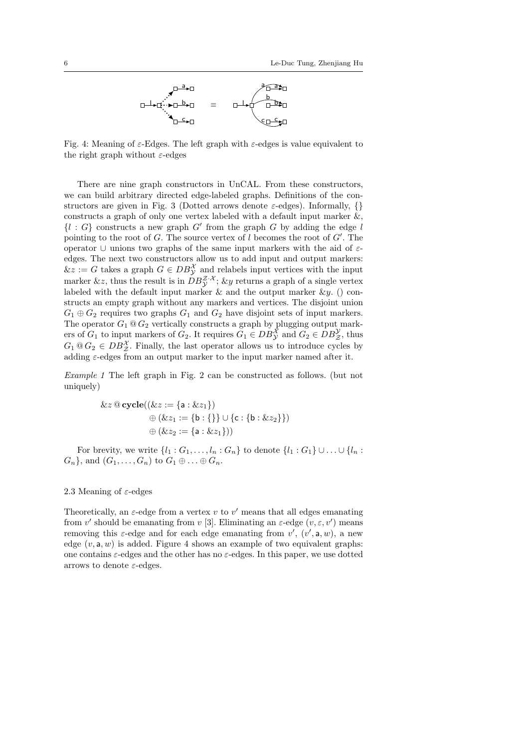Fig. 4: Meaning of $\varepsilon$-Edges. The left graph with $\varepsilon$-edges is value equivalent to the right graph without $\varepsilon$-edges

There are nine graph constructors in UnCAL. From these constructors, we can build arbitrary directed edge-labeled graphs. Definitions of the constructors are given in Fig. 3 (Dotted arrows denote $\varepsilon$-edges). Informally, $\{\}$ constructs a graph of only one vertex labeled with a default input marker &, $\{l : G\}$ constructs a new graph $G'$ from the graph $G$ by adding the edge $l$ pointing to the root of $G$. The source vertex of $l$ becomes the root of $G'$. The operator $\cup$ unions two graphs of the same input markers with the aid of $\varepsilon$-edges. The next two constructors allow us to add input and output markers: $\&z := G$ takes a graph $G \in DB^{\mathcal{X}}_{\mathcal{Y}}$ and relabels input vertices with the input marker $\&z$, thus the result is in $DB^{\mathcal{Z}\cdot\mathcal{X}}_{\mathcal{Y}}$; $\&y$ returns a graph of a single vertex labeled with the default input marker & and the output marker $\&y$. $()$ constructs an empty graph without any markers and vertices. The disjoint union $G_1 \oplus G_2$ requires two graphs $G_1$ and $G_2$ have disjoint sets of input markers. The operator $G_1 @ G_2$ vertically constructs a graph by plugging output markers of $G_1$ to input markers of $G_2$. It requires $G_1 \in DB^{\mathcal{X}}_{\mathcal{Y}}$ and $G_2 \in DB^{\mathcal{Y}}_{\mathcal{Z}}$, thus $G_1 @ G_2 \in DB^{\mathcal{X}}_{\mathcal{Z}}$. Finally, the last operator allows us to introduce cycles by adding $\varepsilon$-edges from an output marker to the input marker named after it.

*Example 1* The left graph in Fig. 2 can be constructed as follows. (but not uniquely)

$$
\begin{aligned}
\&z @ \mathbf{cycle}((&\&z := \{\mathsf{a} : \&z_1\}) \\
&\oplus (\&z_1 := \{\mathsf{b} : \{\}\} \cup \{\mathsf{c} : \{\mathsf{b} : \&z_2\}\}) \\
&\oplus (\&z_2 := \{\mathsf{a} : \&z_1\}))
\end{aligned}
$$

For brevity, we write $\{l_1 : G_1, \ldots, l_n : G_n\}$ to denote $\{l_1 : G_1\} \cup \ldots \cup \{l_n : G_n\}$, and $(G_1, \ldots, G_n)$ to $G_1 \oplus \ldots \oplus G_n$.

### 2.3 Meaning of $\varepsilon$-edges

Theoretically, an $\varepsilon$-edge from a vertex $v$ to $v'$ means that all edges emanating from $v'$ should be emanating from $v$ [3]. Eliminating an $\varepsilon$-edge $(v, \varepsilon, v')$ means removing this $\varepsilon$-edge and for each edge emanating from $v'$, $(v', \mathsf{a}, w)$, a new edge $(v, \mathsf{a}, w)$ is added. Figure 4 shows an example of two equivalent graphs: one contains $\varepsilon$-edges and the other has no $\varepsilon$-edges. In this paper, we use dotted arrows to denote $\varepsilon$-edges.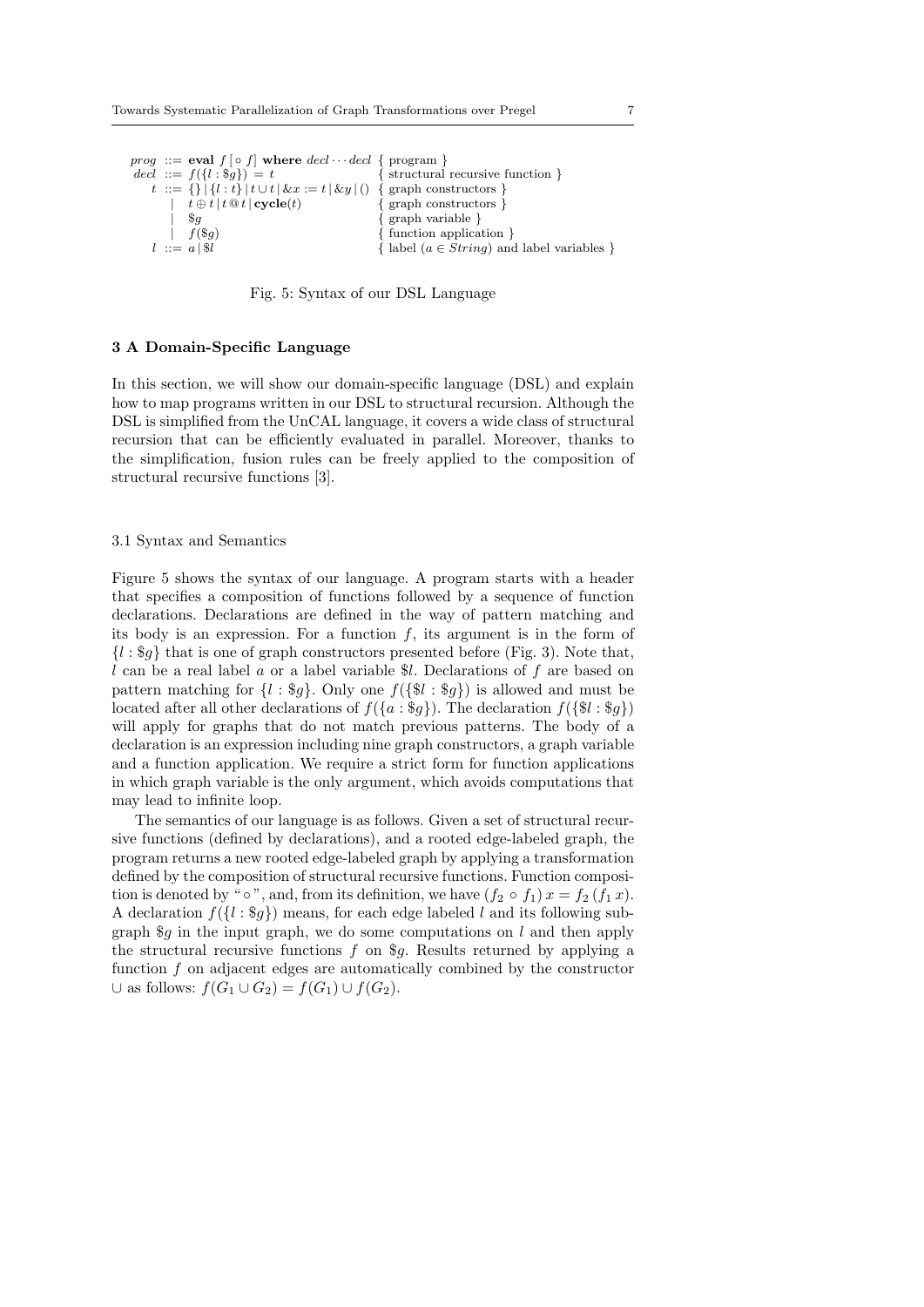$$
\begin{array}{rcll}
prog & ::= & \textbf{eval}\ f\,[\circ\, f]\ \textbf{where}\ decl \cdots decl & \{\ \text{program}\ \} \\
decl & ::= & f(\{l : \$g\}) = t & \{\ \text{structural recursive function}\ \} \\
t & ::= & \{\}\ |\ \{l : t\}\ |\ t \cup t\ |\ \&x := t\ |\ \&y\ |\ () & \{\ \text{graph constructors}\ \} \\
 & | & t \oplus t\ |\ t\,@\,t\ |\ \textbf{cycle}(t) & \{\ \text{graph constructors}\ \} \\
 & | & \$g & \{\ \text{graph variable}\ \} \\
 & | & f(\$g) & \{\ \text{function application}\ \} \\
l & ::= & a\ |\ \$l & \{\ \text{label } (a \in String) \text{ and label variables}\ \}
\end{array}
$$

Fig. 5: Syntax of our DSL Language

## 3 A Domain-Specific Language

In this section, we will show our domain-specific language (DSL) and explain how to map programs written in our DSL to structural recursion. Although the DSL is simplified from the UnCAL language, it covers a wide class of structural recursion that can be efficiently evaluated in parallel. Moreover, thanks to the simplification, fusion rules can be freely applied to the composition of structural recursive functions [3].

### 3.1 Syntax and Semantics

Figure 5 shows the syntax of our language. A program starts with a header that specifies a composition of functions followed by a sequence of function declarations. Declarations are defined in the way of pattern matching and its body is an expression. For a function $f$, its argument is in the form of $\{l : \$g\}$ that is one of graph constructors presented before (Fig. 3). Note that, $l$ can be a real label $a$ or a label variable $\$l$. Declarations of $f$ are based on pattern matching for $\{l : \$g\}$. Only one $f(\{\$l : \$g\})$ is allowed and must be located after all other declarations of $f(\{a : \$g\})$. The declaration $f(\{\$l : \$g\})$ will apply for graphs that do not match previous patterns. The body of a declaration is an expression including nine graph constructors, a graph variable and a function application. We require a strict form for function applications in which graph variable is the only argument, which avoids computations that may lead to infinite loop.

The semantics of our language is as follows. Given a set of structural recursive functions (defined by declarations), and a rooted edge-labeled graph, the program returns a new rooted edge-labeled graph by applying a transformation defined by the composition of structural recursive functions. Function composition is denoted by "$\circ$", and, from its definition, we have $(f_2 \circ f_1)\, x = f_2\, (f_1\, x)$. A declaration $f(\{l : \$g\})$ means, for each edge labeled $l$ and its following subgraph $\$g$ in the input graph, we do some computations on $l$ and then apply the structural recursive functions $f$ on $\$g$. Results returned by applying a function $f$ on adjacent edges are automatically combined by the constructor $\cup$ as follows: $f(G_1 \cup G_2) = f(G_1) \cup f(G_2)$.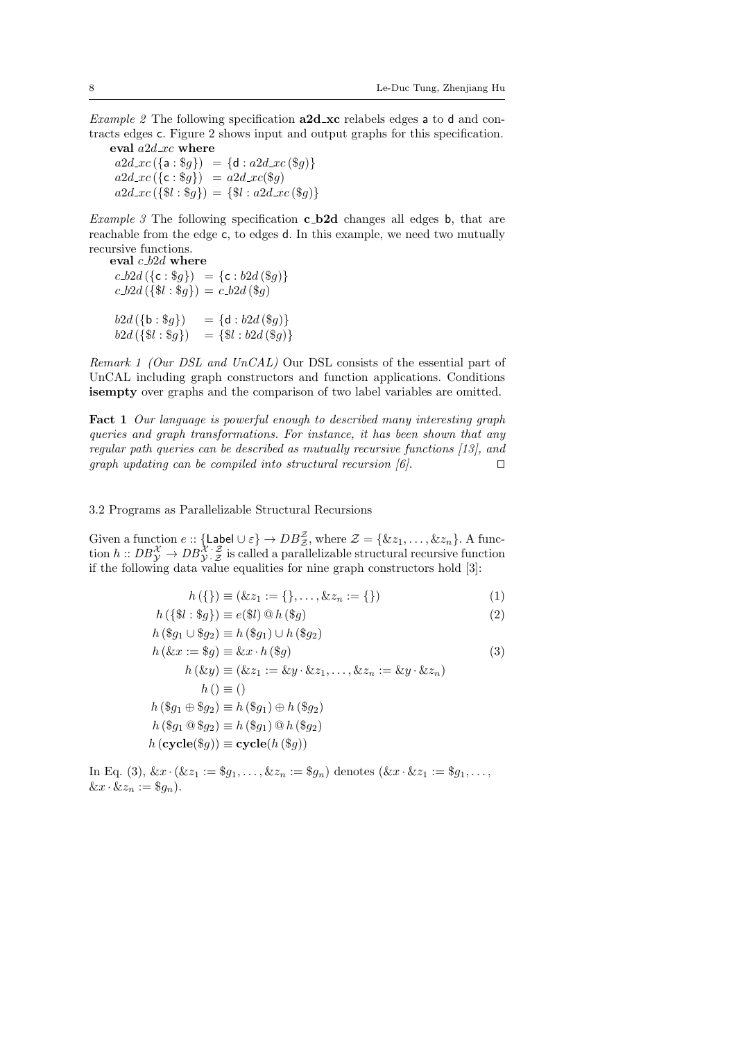*Example 2* The following specification **a2d_xc** relabels edges a to d and contracts edges c. Figure 2 shows input and output graphs for this specification.

**eval** $a2d\_xc$ **where**

$$
\begin{aligned}
a2d\_xc\,(\{\mathsf{a} : \$g\}) &= \{\mathsf{d} : a2d\_xc\,(\$g)\} \\
a2d\_xc\,(\{\mathsf{c} : \$g\}) &= a2d\_xc(\$g) \\
a2d\_xc\,(\{\$l : \$g\}) &= \{\$l : a2d\_xc\,(\$g)\}
\end{aligned}
$$

*Example 3* The following specification **c_b2d** changes all edges b, that are reachable from the edge c, to edges d. In this example, we need two mutually recursive functions.

**eval** $c\_b2d$ **where**

$$
\begin{aligned}
c\_b2d\,(\{\mathsf{c} : \$g\}) &= \{\mathsf{c} : b2d\,(\$g)\} \\
c\_b2d\,(\{\$l : \$g\}) &= c\_b2d\,(\$g) \\
\\
b2d\,(\{\mathsf{b} : \$g\}) &= \{\mathsf{d} : b2d\,(\$g)\} \\
b2d\,(\{\$l : \$g\}) &= \{\$l : b2d\,(\$g)\}
\end{aligned}
$$

*Remark 1 (Our DSL and UnCAL)* Our DSL consists of the essential part of UnCAL including graph constructors and function applications. Conditions **isempty** over graphs and the comparison of two label variables are omitted.

**Fact 1** *Our language is powerful enough to described many interesting graph queries and graph transformations. For instance, it has been shown that any regular path queries can be described as mutually recursive functions [13], and graph updating can be compiled into structural recursion [6].* □

### 3.2 Programs as Parallelizable Structural Recursions

Given a function $e :: \{\mathsf{Label} \cup \varepsilon\} \to DB^{\mathcal{Z}}_{\mathcal{Z}}$, where $\mathcal{Z} = \{\&z_1, \ldots, \&z_n\}$. A function $h :: DB^{\mathcal{X}}_{\mathcal{Y}} \to DB^{\mathcal{X} \cdot \mathcal{Z}}_{\mathcal{Y} \cdot \mathcal{Z}}$ is called a parallelizable structural recursive function if the following data value equalities for nine graph constructors hold [3]:

$$
\begin{aligned}
h\,(\{\}) &\equiv (\&z_1 := \{\}, \ldots, \&z_n := \{\}) && (1) \\
h\,(\{\$l : \$g\}) &\equiv e(\$l) \mathbin{@} h\,(\$g) && (2) \\
h\,(\$g_1 \cup \$g_2) &\equiv h\,(\$g_1) \cup h\,(\$g_2) \\
h\,(\&x := \$g) &\equiv \&x \cdot h\,(\$g) && (3) \\
h\,(\&y) &\equiv (\&z_1 := \&y \cdot \&z_1, \ldots, \&z_n := \&y \cdot \&z_n) \\
h\,() &\equiv () \\
h\,(\$g_1 \oplus \$g_2) &\equiv h\,(\$g_1) \oplus h\,(\$g_2) \\
h\,(\$g_1 \mathbin{@} \$g_2) &\equiv h\,(\$g_1) \mathbin{@} h\,(\$g_2) \\
h\,(\mathbf{cycle}(\$g)) &\equiv \mathbf{cycle}(h\,(\$g))
\end{aligned}
$$

In Eq. (3), $\&x \cdot (\&z_1 := \$g_1, \ldots, \&z_n := \$g_n)$ denotes $(\&x \cdot \&z_1 := \$g_1, \ldots, \&x \cdot \&z_n := \$g_n)$.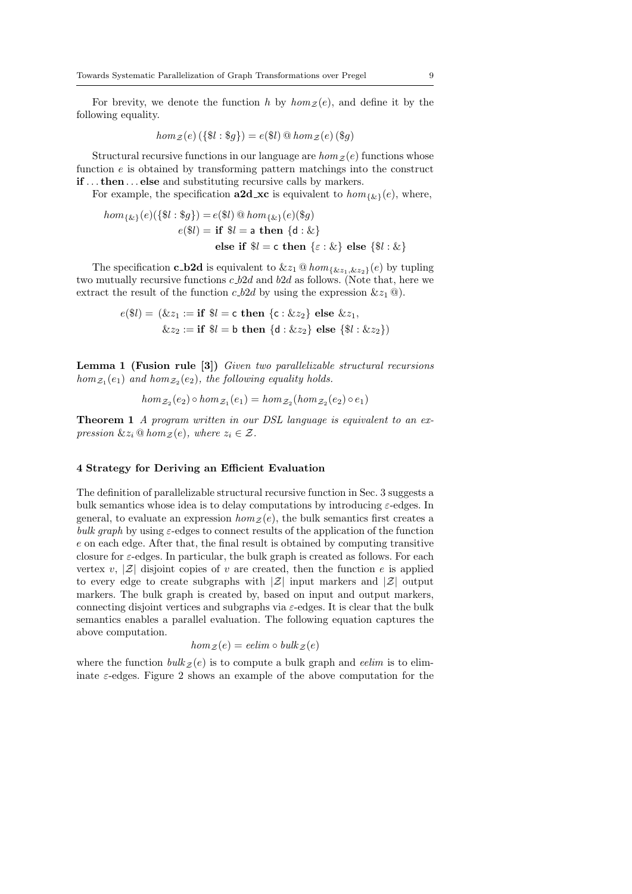For brevity, we denote the function $h$ by $hom_{\mathcal{Z}}(e)$, and define it by the following equality.

$$hom_{\mathcal{Z}}(e)\,(\{\$l : \$g\}) = e(\$l) \mathbin{@} hom_{\mathcal{Z}}(e)\,(\$g)$$

Structural recursive functions in our language are $hom_{\mathcal{Z}}(e)$ functions whose function $e$ is obtained by transforming pattern matchings into the construct **if** ... **then** ... **else** and substituting recursive calls by markers.

For example, the specification **a2d_xc** is equivalent to $hom_{\{\&\}}(e)$, where,

$$\begin{aligned}
hom_{\{\&\}}(e)(\{\$l : \$g\}) &= e(\$l) \mathbin{@} hom_{\{\&\}}(e)(\$g)\\
e(\$l) &= \textbf{if } \$l = \mathsf{a} \textbf{ then } \{\mathsf{d} : \&\}\\
&\qquad \textbf{else if } \$l = \mathsf{c} \textbf{ then } \{\varepsilon : \&\} \textbf{ else } \{\$l : \&\}
\end{aligned}$$

The specification **c_b2d** is equivalent to $\&z_1 \mathbin{@} hom_{\{\&z_1,\&z_2\}}(e)$ by tupling two mutually recursive functions *c_b2d* and *b2d* as follows. (Note that, here we extract the result of the function *c_b2d* by using the expression $\&z_1\,@$).

$$\begin{aligned}
e(\$l) = (&\&z_1 := \textbf{if } \$l = \mathsf{c} \textbf{ then } \{\mathsf{c} : \&z_2\} \textbf{ else } \&z_1,\\
&\&z_2 := \textbf{if } \$l = \mathsf{b} \textbf{ then } \{\mathsf{d} : \&z_2\} \textbf{ else } \{\$l : \&z_2\})
\end{aligned}$$

**Lemma 1 (Fusion rule [3])** *Given two parallelizable structural recursions $hom_{\mathcal{Z}_1}(e_1)$ and $hom_{\mathcal{Z}_2}(e_2)$, the following equality holds.*

$$hom_{\mathcal{Z}_2}(e_2) \circ hom_{\mathcal{Z}_1}(e_1) = hom_{\mathcal{Z}_2}(hom_{\mathcal{Z}_2}(e_2) \circ e_1)$$

**Theorem 1** *A program written in our DSL language is equivalent to an expression $\&z_i \mathbin{@} hom_{\mathcal{Z}}(e)$, where $z_i \in \mathcal{Z}$.*

## 4 Strategy for Deriving an Efficient Evaluation

The definition of parallelizable structural recursive function in Sec. 3 suggests a bulk semantics whose idea is to delay computations by introducing $\varepsilon$-edges. In general, to evaluate an expression $hom_{\mathcal{Z}}(e)$, the bulk semantics first creates a *bulk graph* by using $\varepsilon$-edges to connect results of the application of the function $e$ on each edge. After that, the final result is obtained by computing transitive closure for $\varepsilon$-edges. In particular, the bulk graph is created as follows. For each vertex $v$, $|\mathcal{Z}|$ disjoint copies of $v$ are created, then the function $e$ is applied to every edge to create subgraphs with $|\mathcal{Z}|$ input markers and $|\mathcal{Z}|$ output markers. The bulk graph is created by, based on input and output markers, connecting disjoint vertices and subgraphs via $\varepsilon$-edges. It is clear that the bulk semantics enables a parallel evaluation. The following equation captures the above computation.

$$hom_{\mathcal{Z}}(e) = eelim \circ bulk_{\mathcal{Z}}(e)$$

where the function $bulk_{\mathcal{Z}}(e)$ is to compute a bulk graph and *eelim* is to eliminate $\varepsilon$-edges. Figure 2 shows an example of the above computation for the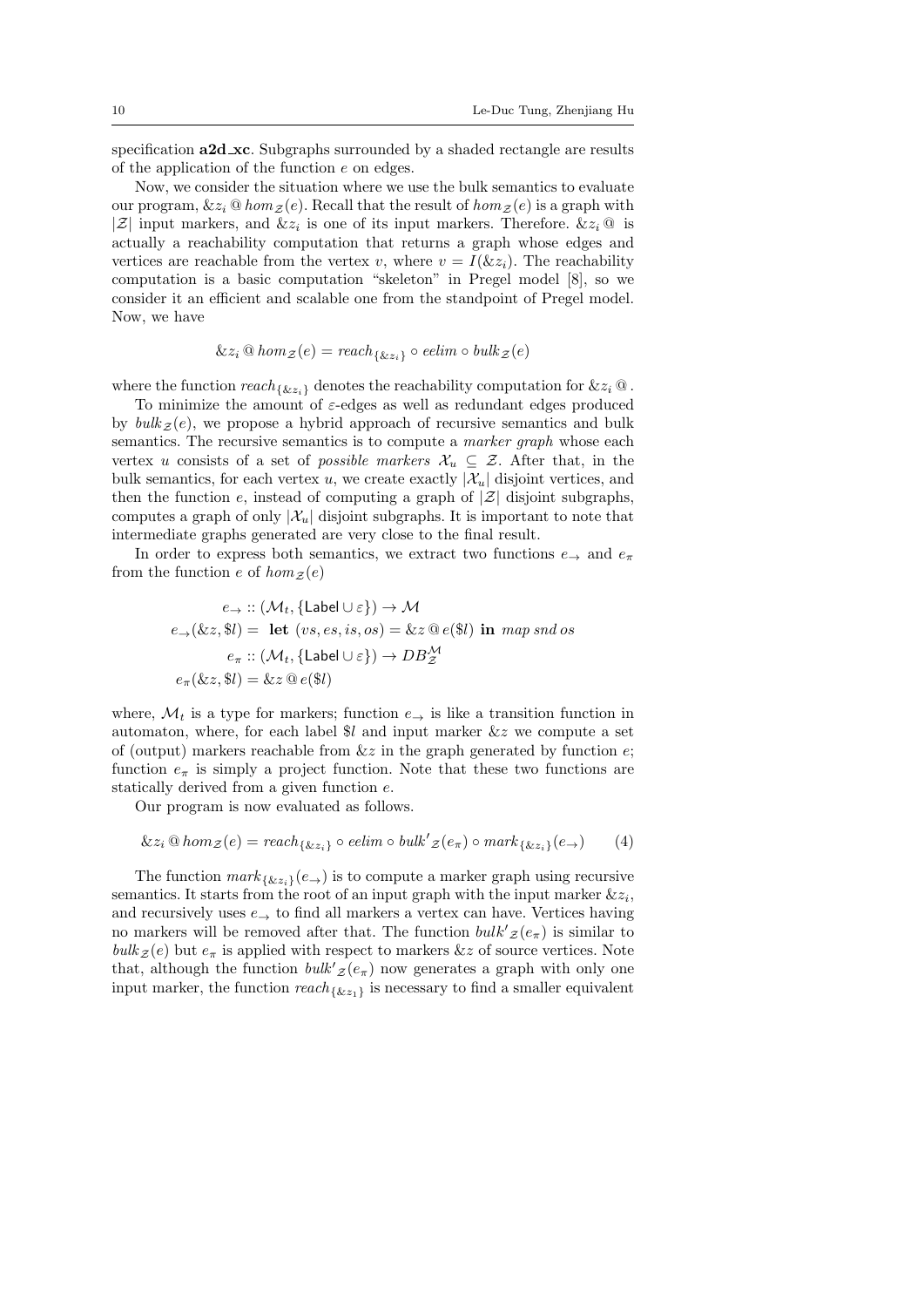specification **a2d_xc**. Subgraphs surrounded by a shaded rectangle are results of the application of the function $e$ on edges.

Now, we consider the situation where we use the bulk semantics to evaluate our program, $\&z_i \,@\, hom_{\mathcal{Z}}(e)$. Recall that the result of $hom_{\mathcal{Z}}(e)$ is a graph with $|\mathcal{Z}|$ input markers, and $\&z_i$ is one of its input markers. Therefore. $\&z_i\,@$ is actually a reachability computation that returns a graph whose edges and vertices are reachable from the vertex $v$, where $v = I(\&z_i)$. The reachability computation is a basic computation "skeleton" in Pregel model [8], so we consider it an efficient and scalable one from the standpoint of Pregel model. Now, we have

$$\&z_i \,@\, hom_{\mathcal{Z}}(e) = reach_{\{\&z_i\}} \circ eelim \circ bulk_{\mathcal{Z}}(e)$$

where the function $reach_{\{\&z_i\}}$ denotes the reachability computation for $\&z_i\,@$.

To minimize the amount of $\varepsilon$-edges as well as redundant edges produced by $bulk_{\mathcal{Z}}(e)$, we propose a hybrid approach of recursive semantics and bulk semantics. The recursive semantics is to compute a *marker graph* whose each vertex $u$ consists of a set of *possible markers* $\mathcal{X}_u \subseteq \mathcal{Z}$. After that, in the bulk semantics, for each vertex $u$, we create exactly $|\mathcal{X}_u|$ disjoint vertices, and then the function $e$, instead of computing a graph of $|\mathcal{Z}|$ disjoint subgraphs, computes a graph of only $|\mathcal{X}_u|$ disjoint subgraphs. It is important to note that intermediate graphs generated are very close to the final result.

In order to express both semantics, we extract two functions $e_{\rightarrow}$ and $e_{\pi}$ from the function $e$ of $hom_{\mathcal{Z}}(e)$

$$\begin{aligned}
e_{\rightarrow} &:: (\mathcal{M}_t, \{\mathsf{Label} \cup \varepsilon\}) \rightarrow \mathcal{M} \\
e_{\rightarrow}(\&z, \$l) &= \textbf{ let } (vs, es, is, os) = \&z \,@\, e(\$l) \textbf{ in } map\ snd\ os \\
e_{\pi} &:: (\mathcal{M}_t, \{\mathsf{Label} \cup \varepsilon\}) \rightarrow DB^{\mathcal{M}}_{\mathcal{Z}} \\
e_{\pi}(\&z, \$l) &= \&z \,@\, e(\$l)
\end{aligned}$$

where, $\mathcal{M}_t$ is a type for markers; function $e_{\rightarrow}$ is like a transition function in automaton, where, for each label $\$l$ and input marker $\&z$ we compute a set of (output) markers reachable from $\&z$ in the graph generated by function $e$; function $e_{\pi}$ is simply a project function. Note that these two functions are statically derived from a given function $e$.

Our program is now evaluated as follows.

$$\&z_i \,@\, hom_{\mathcal{Z}}(e) = reach_{\{\&z_i\}} \circ eelim \circ bulk'_{\mathcal{Z}}(e_{\pi}) \circ mark_{\{\&z_i\}}(e_{\rightarrow}) \qquad (4)$$

The function $mark_{\{\&z_i\}}(e_{\rightarrow})$ is to compute a marker graph using recursive semantics. It starts from the root of an input graph with the input marker $\&z_i$, and recursively uses $e_{\rightarrow}$ to find all markers a vertex can have. Vertices having no markers will be removed after that. The function $bulk'_{\mathcal{Z}}(e_{\pi})$ is similar to $bulk_{\mathcal{Z}}(e)$ but $e_{\pi}$ is applied with respect to markers $\&z$ of source vertices. Note that, although the function $bulk'_{\mathcal{Z}}(e_{\pi})$ now generates a graph with only one input marker, the function $reach_{\{\&z_1\}}$ is necessary to find a smaller equivalent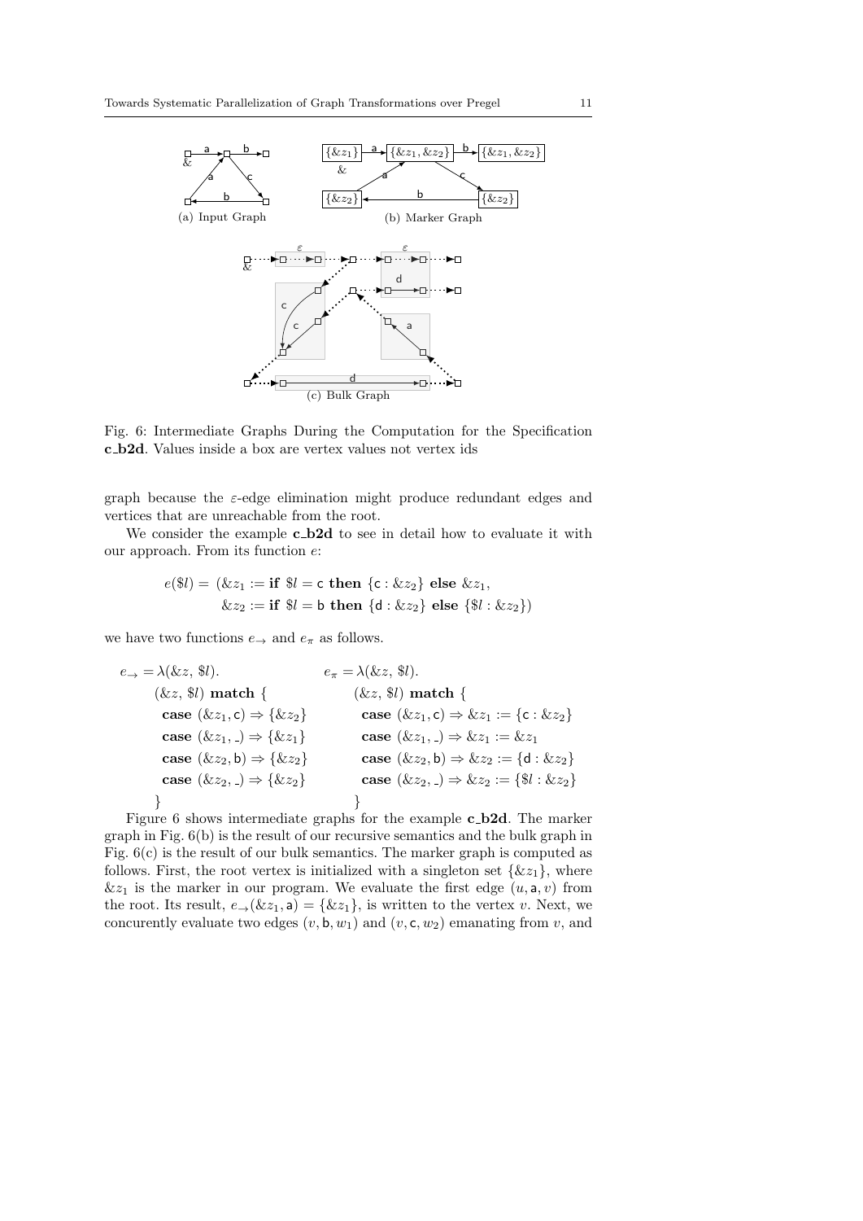(a) Input Graph

(b) Marker Graph

(c) Bulk Graph

Fig. 6: Intermediate Graphs During the Computation for the Specification **c_b2d**. Values inside a box are vertex values not vertex ids

graph because the $\varepsilon$-edge elimination might produce redundant edges and vertices that are unreachable from the root.

We consider the example **c_b2d** to see in detail how to evaluate it with our approach. From its function $e$:

$$e(\$l) = (\&z_1 := \textbf{if } \$l = \mathsf{c} \textbf{ then } \{\mathsf{c} : \&z_2\} \textbf{ else } \&z_1,$$
$$\&z_2 := \textbf{if } \$l = \mathsf{b} \textbf{ then } \{\mathsf{d} : \&z_2\} \textbf{ else } \{\$l : \&z_2\})$$

we have two functions $e_{\rightarrow}$ and $e_{\pi}$ as follows.

$$
\begin{array}{ll}
e_{\rightarrow} = \lambda(\&z,\ \$l). & e_{\pi} = \lambda(\&z,\ \$l). \\
\quad (\&z,\ \$l)\ \textbf{match}\ \{ & \quad (\&z,\ \$l)\ \textbf{match}\ \{ \\
\quad\ \ \textbf{case}\ (\&z_1, \mathsf{c}) \Rightarrow \{\&z_2\} & \quad\ \ \textbf{case}\ (\&z_1, \mathsf{c}) \Rightarrow \&z_1 := \{\mathsf{c} : \&z_2\} \\
\quad\ \ \textbf{case}\ (\&z_1, \_) \Rightarrow \{\&z_1\} & \quad\ \ \textbf{case}\ (\&z_1, \_) \Rightarrow \&z_1 := \&z_1 \\
\quad\ \ \textbf{case}\ (\&z_2, \mathsf{b}) \Rightarrow \{\&z_2\} & \quad\ \ \textbf{case}\ (\&z_2, \mathsf{b}) \Rightarrow \&z_2 := \{\mathsf{d} : \&z_2\} \\
\quad\ \ \textbf{case}\ (\&z_2, \_) \Rightarrow \{\&z_2\} & \quad\ \ \textbf{case}\ (\&z_2, \_) \Rightarrow \&z_2 := \{\$l : \&z_2\} \\
\quad \} & \quad \}
\end{array}
$$

Figure 6 shows intermediate graphs for the example **c_b2d**. The marker graph in Fig. 6(b) is the result of our recursive semantics and the bulk graph in Fig. 6(c) is the result of our bulk semantics. The marker graph is computed as follows. First, the root vertex is initialized with a singleton set $\{\&z_1\}$, where $\&z_1$ is the marker in our program. We evaluate the first edge $(u, \mathsf{a}, v)$ from the root. Its result, $e_{\rightarrow}(\&z_1, \mathsf{a}) = \{\&z_1\}$, is written to the vertex $v$. Next, we concurently evaluate two edges $(v, \mathsf{b}, w_1)$ and $(v, \mathsf{c}, w_2)$ emanating from $v$, and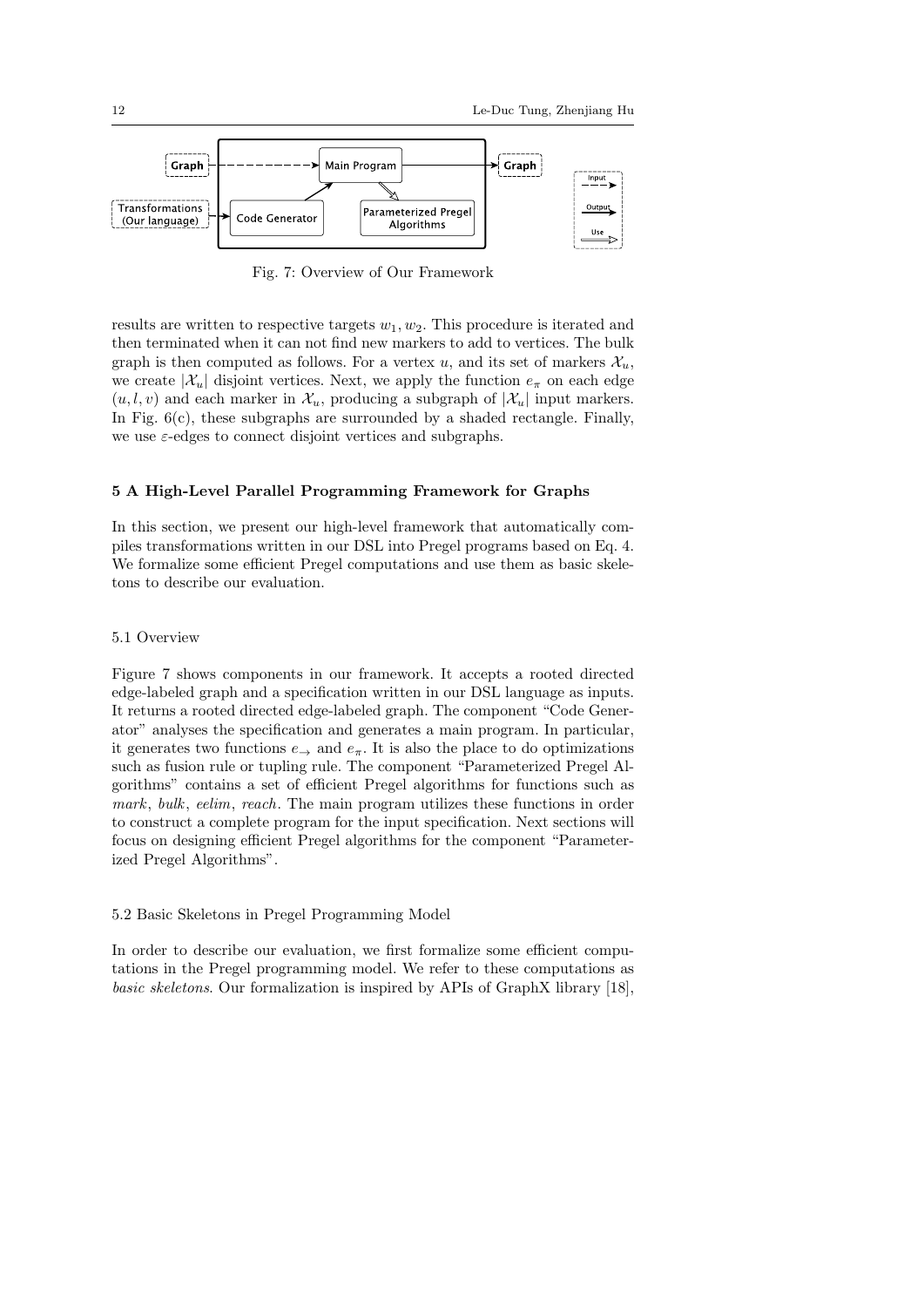Fig. 7: Overview of Our Framework

results are written to respective targets $w_1, w_2$. This procedure is iterated and then terminated when it can not find new markers to add to vertices. The bulk graph is then computed as follows. For a vertex $u$, and its set of markers $\mathcal{X}_u$, we create $|\mathcal{X}_u|$ disjoint vertices. Next, we apply the function $e_\pi$ on each edge $(u, l, v)$ and each marker in $\mathcal{X}_u$, producing a subgraph of $|\mathcal{X}_u|$ input markers. In Fig. 6(c), these subgraphs are surrounded by a shaded rectangle. Finally, we use $\varepsilon$-edges to connect disjoint vertices and subgraphs.

## 5 A High-Level Parallel Programming Framework for Graphs

In this section, we present our high-level framework that automatically compiles transformations written in our DSL into Pregel programs based on Eq. 4. We formalize some efficient Pregel computations and use them as basic skeletons to describe our evaluation.

### 5.1 Overview

Figure 7 shows components in our framework. It accepts a rooted directed edge-labeled graph and a specification written in our DSL language as inputs. It returns a rooted directed edge-labeled graph. The component "Code Generator" analyses the specification and generates a main program. In particular, it generates two functions $e_\rightarrow$ and $e_\pi$. It is also the place to do optimizations such as fusion rule or tupling rule. The component "Parameterized Pregel Algorithms" contains a set of efficient Pregel algorithms for functions such as *mark*, *bulk*, *eelim*, *reach*. The main program utilizes these functions in order to construct a complete program for the input specification. Next sections will focus on designing efficient Pregel algorithms for the component "Parameterized Pregel Algorithms".

### 5.2 Basic Skeletons in Pregel Programming Model

In order to describe our evaluation, we first formalize some efficient computations in the Pregel programming model. We refer to these computations as *basic skeletons*. Our formalization is inspired by APIs of GraphX library [18],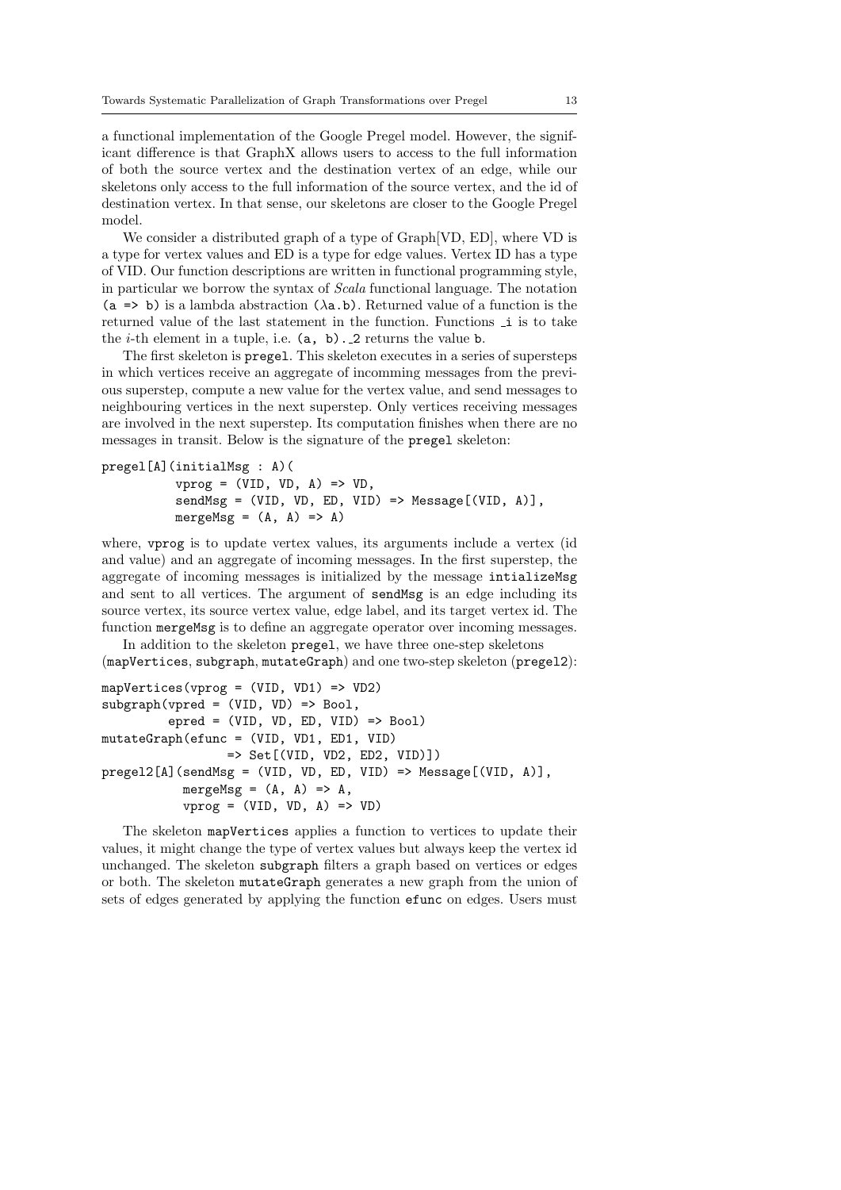a functional implementation of the Google Pregel model. However, the significant difference is that GraphX allows users to access to the full information of both the source vertex and the destination vertex of an edge, while our skeletons only access to the full information of the source vertex, and the id of destination vertex. In that sense, our skeletons are closer to the Google Pregel model.

We consider a distributed graph of a type of Graph[VD, ED], where VD is a type for vertex values and ED is a type for edge values. Vertex ID has a type of VID. Our function descriptions are written in functional programming style, in particular we borrow the syntax of *Scala* functional language. The notation `(a => b)` is a lambda abstraction `(λa.b)`. Returned value of a function is the returned value of the last statement in the function. Functions `_i` is to take the $i$-th element in a tuple, i.e. `(a, b)._2` returns the value `b`.

The first skeleton is `pregel`. This skeleton executes in a series of supersteps in which vertices receive an aggregate of incomming messages from the previous superstep, compute a new value for the vertex value, and send messages to neighbouring vertices in the next superstep. Only vertices receiving messages are involved in the next superstep. Its computation finishes when there are no messages in transit. Below is the signature of the `pregel` skeleton:

```
pregel[A](initialMsg : A)(
          vprog = (VID, VD, A) => VD,
          sendMsg = (VID, VD, ED, VID) => Message[(VID, A)],
          mergeMsg = (A, A) => A)
```

where, `vprog` is to update vertex values, its arguments include a vertex (id and value) and an aggregate of incoming messages. In the first superstep, the aggregate of incoming messages is initialized by the message `intializeMsg` and sent to all vertices. The argument of `sendMsg` is an edge including its source vertex, its source vertex value, edge label, and its target vertex id. The function `mergeMsg` is to define an aggregate operator over incoming messages.

In addition to the skeleton `pregel`, we have three one-step skeletons (`mapVertices`, `subgraph`, `mutateGraph`) and one two-step skeleton (`pregel2`):

```
mapVertices(vprog = (VID, VD1) => VD2)
subgraph(vpred = (VID, VD) => Bool,
         epred = (VID, VD, ED, VID) => Bool)
mutateGraph(efunc = (VID, VD1, ED1, VID)
                => Set[(VID, VD2, ED2, VID)])
pregel2[A](sendMsg = (VID, VD, ED, VID) => Message[(VID, A)],
           mergeMsg = (A, A) => A,
           vprog = (VID, VD, A) => VD)
```

The skeleton `mapVertices` applies a function to vertices to update their values, it might change the type of vertex values but always keep the vertex id unchanged. The skeleton `subgraph` filters a graph based on vertices or edges or both. The skeleton `mutateGraph` generates a new graph from the union of sets of edges generated by applying the function `efunc` on edges. Users must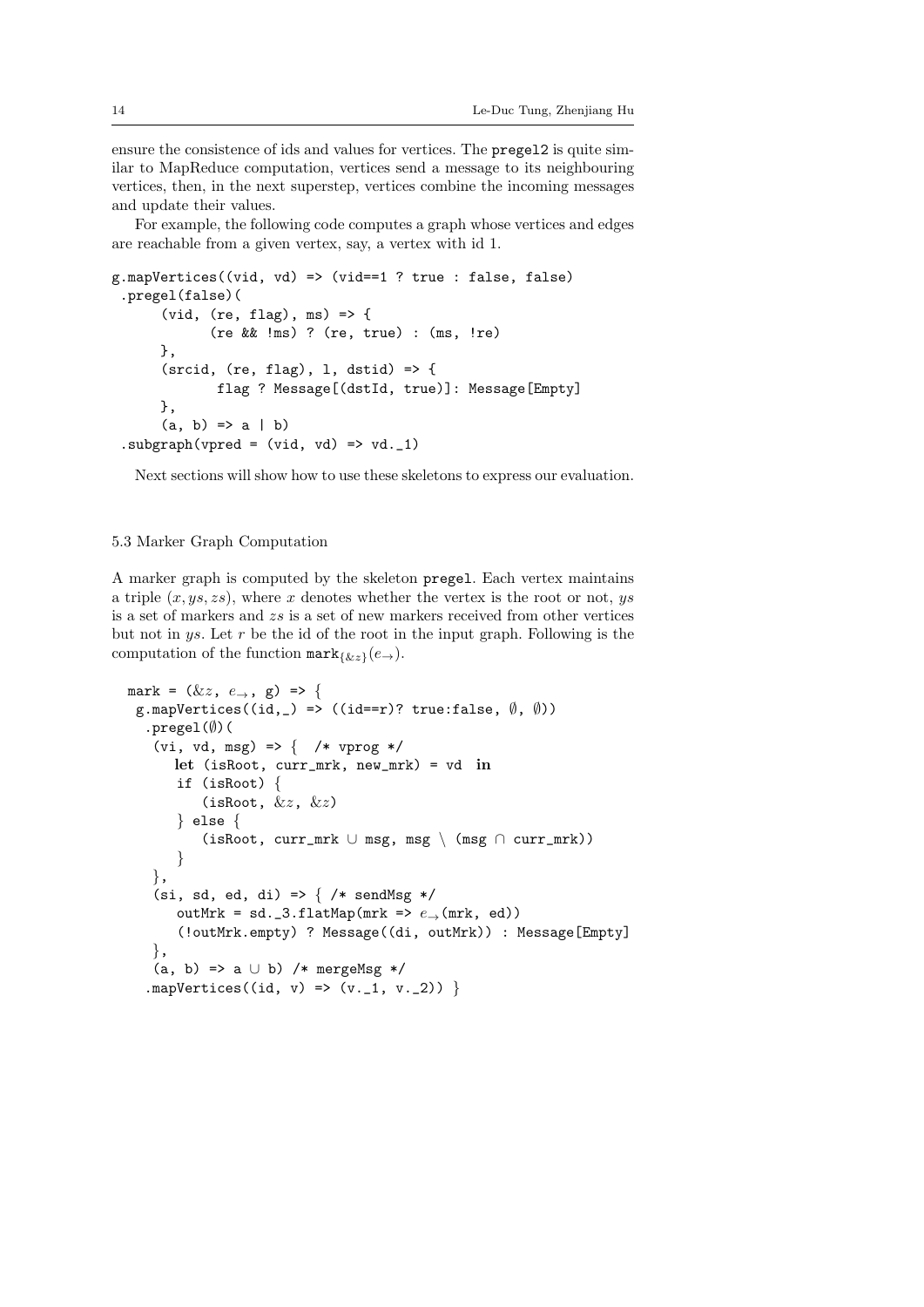ensure the consistence of ids and values for vertices. The `pregel2` is quite similar to MapReduce computation, vertices send a message to its neighbouring vertices, then, in the next superstep, vertices combine the incoming messages and update their values.

For example, the following code computes a graph whose vertices and edges are reachable from a given vertex, say, a vertex with id 1.

```
g.mapVertices((vid, vd) => (vid==1 ? true : false, false)
 .pregel(false)(
      (vid, (re, flag), ms) => {
            (re && !ms) ? (re, true) : (ms, !re)
      },
      (srcid, (re, flag), l, dstid) => {
            flag ? Message[(dstId, true)]: Message[Empty]
      },
      (a, b) => a | b)
 .subgraph(vpred = (vid, vd) => vd._1)
```

Next sections will show how to use these skeletons to express our evaluation.

### 5.3 Marker Graph Computation

A marker graph is computed by the skeleton `pregel`. Each vertex maintains a triple $(x, ys, zs)$, where $x$ denotes whether the vertex is the root or not, $ys$ is a set of markers and $zs$ is a set of new markers received from other vertices but not in $ys$. Let $r$ be the id of the root in the input graph. Following is the computation of the function $\mathtt{mark}_{\{\&z\}}(e_{\rightarrow})$.

```
mark = (&z, e→, g) => {
 g.mapVertices((id,_) => ((id==r)? true:false, ∅, ∅))
  .pregel(∅)(
   (vi, vd, msg) => {  /* vprog */
      let (isRoot, curr_mrk, new_mrk) = vd  in
      if (isRoot) {
         (isRoot, &z, &z)
      } else {
         (isRoot, curr_mrk ∪ msg, msg \ (msg ∩ curr_mrk))
      }
   },
   (si, sd, ed, di) => { /* sendMsg */
      outMrk = sd._3.flatMap(mrk => e→(mrk, ed))
      (!outMrk.empty) ? Message((di, outMrk)) : Message[Empty]
   },
   (a, b) => a ∪ b) /* mergeMsg */
  .mapVertices((id, v) => (v._1, v._2)) }
```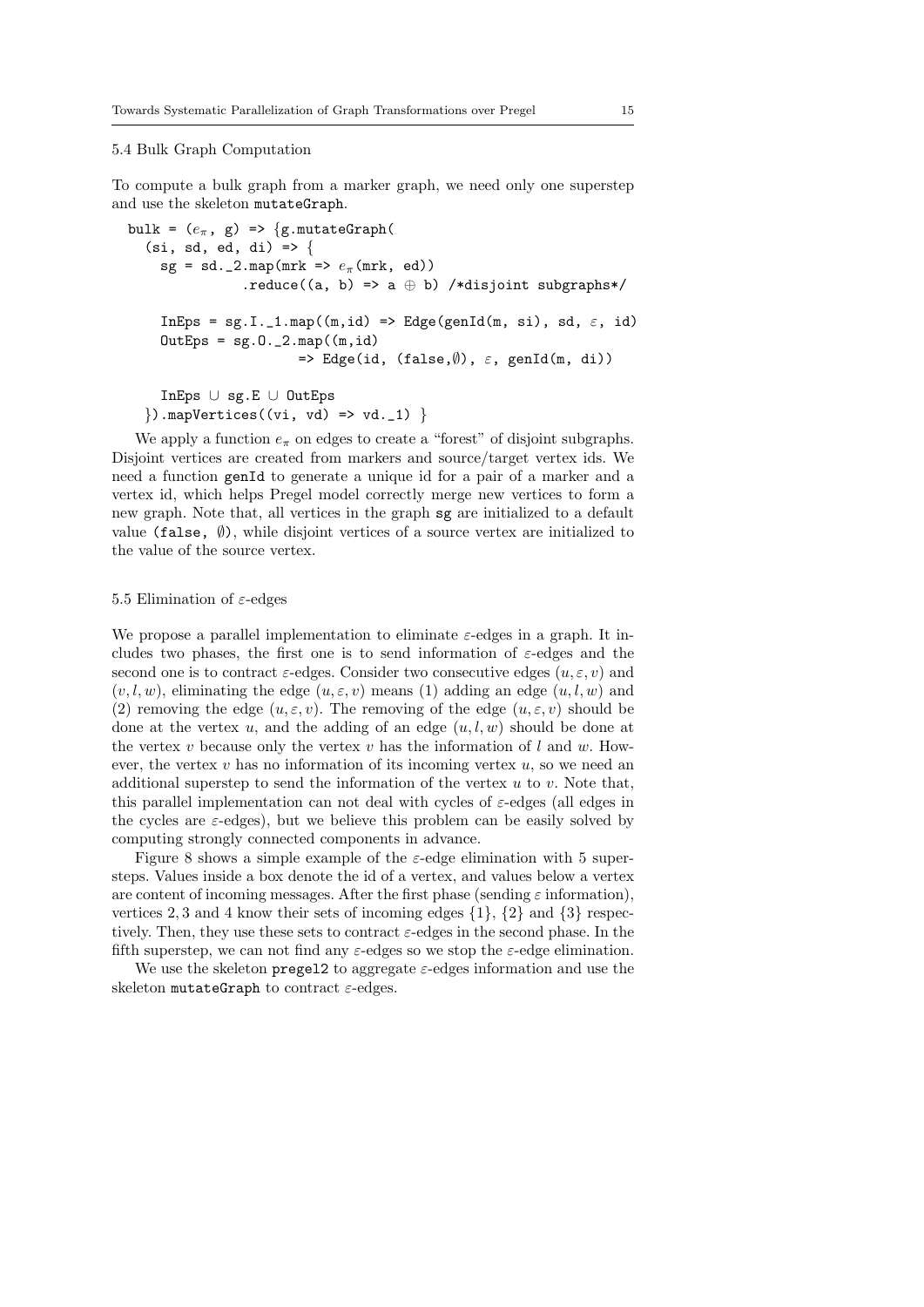### 5.4 Bulk Graph Computation

To compute a bulk graph from a marker graph, we need only one superstep and use the skeleton `mutateGraph`.

```
bulk = (eπ, g) => {g.mutateGraph(
  (si, sd, ed, di) => {
    sg = sd._2.map(mrk => eπ(mrk, ed))
              .reduce((a, b) => a ⊕ b) /*disjoint subgraphs*/

    InEps = sg.I._1.map((m,id) => Edge(genId(m, si), sd, ε, id)
    OutEps = sg.O._2.map((m,id)
                    => Edge(id, (false,∅), ε, genId(m, di))

    InEps ∪ sg.E ∪ OutEps
  }).mapVertices((vi, vd) => vd._1) }
```

We apply a function $e_\pi$ on edges to create a "forest" of disjoint subgraphs. Disjoint vertices are created from markers and source/target vertex ids. We need a function `genId` to generate a unique id for a pair of a marker and a vertex id, which helps Pregel model correctly merge new vertices to form a new graph. Note that, all vertices in the graph `sg` are initialized to a default value `(false, ∅)`, while disjoint vertices of a source vertex are initialized to the value of the source vertex.

### 5.5 Elimination of $\varepsilon$-edges

We propose a parallel implementation to eliminate $\varepsilon$-edges in a graph. It includes two phases, the first one is to send information of $\varepsilon$-edges and the second one is to contract $\varepsilon$-edges. Consider two consecutive edges $(u, \varepsilon, v)$ and $(v, l, w)$, eliminating the edge $(u, \varepsilon, v)$ means (1) adding an edge $(u, l, w)$ and (2) removing the edge $(u, \varepsilon, v)$. The removing of the edge $(u, \varepsilon, v)$ should be done at the vertex $u$, and the adding of an edge $(u, l, w)$ should be done at the vertex $v$ because only the vertex $v$ has the information of $l$ and $w$. However, the vertex $v$ has no information of its incoming vertex $u$, so we need an additional superstep to send the information of the vertex $u$ to $v$. Note that, this parallel implementation can not deal with cycles of $\varepsilon$-edges (all edges in the cycles are $\varepsilon$-edges), but we believe this problem can be easily solved by computing strongly connected components in advance.

Figure 8 shows a simple example of the $\varepsilon$-edge elimination with 5 supersteps. Values inside a box denote the id of a vertex, and values below a vertex are content of incoming messages. After the first phase (sending $\varepsilon$ information), vertices 2, 3 and 4 know their sets of incoming edges $\{1\}$, $\{2\}$ and $\{3\}$ respectively. Then, they use these sets to contract $\varepsilon$-edges in the second phase. In the fifth superstep, we can not find any $\varepsilon$-edges so we stop the $\varepsilon$-edge elimination.

We use the skeleton `pregel2` to aggregate $\varepsilon$-edges information and use the skeleton `mutateGraph` to contract $\varepsilon$-edges.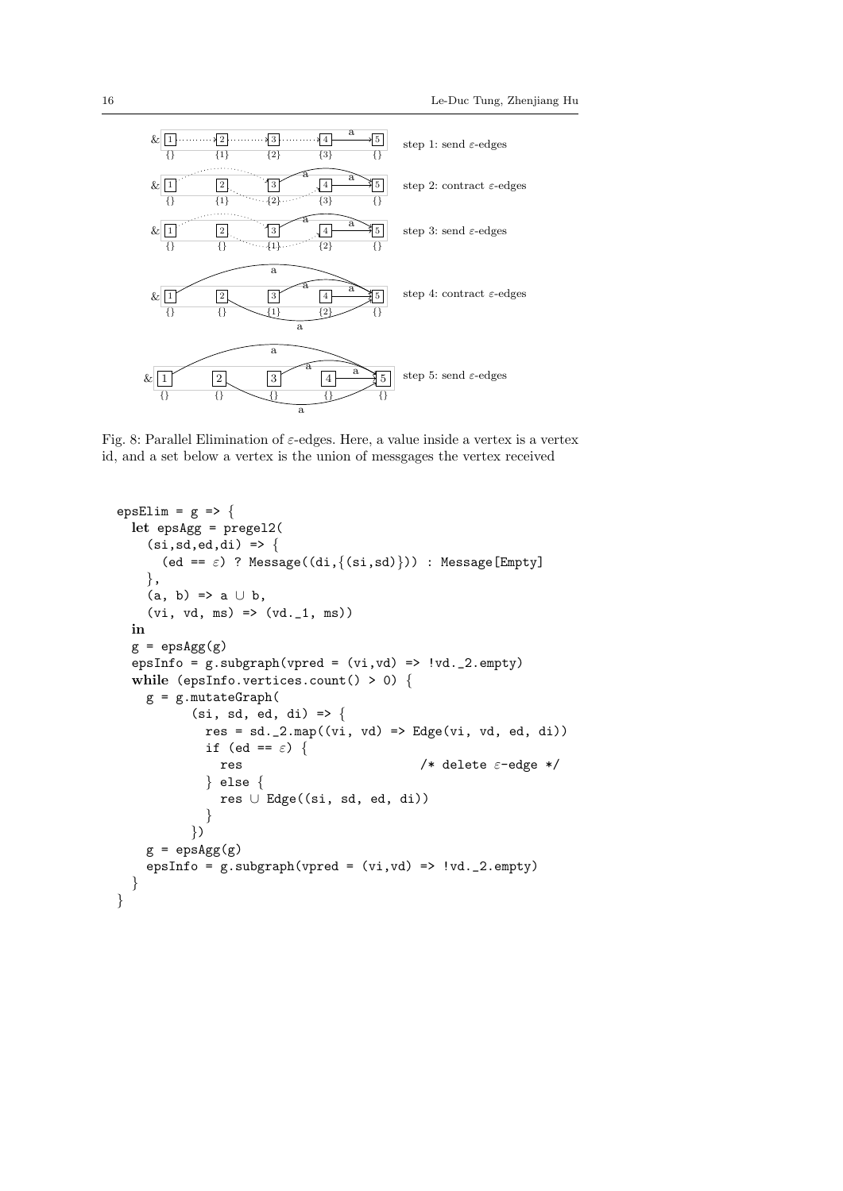Fig. 8: Parallel Elimination of ε-edges. Here, a value inside a vertex is a vertex id, and a set below a vertex is the union of messgages the vertex received

```
epsElim = g => {
  let epsAgg = pregel2(
    (si,sd,ed,di) => {
      (ed == ε) ? Message((di,{(si,sd)})) : Message[Empty]
    },
    (a, b) => a ∪ b,
    (vi, vd, ms) => (vd._1, ms))
  in
  g = epsAgg(g)
  epsInfo = g.subgraph(vpred = (vi,vd) => !vd._2.empty)
  while (epsInfo.vertices.count() > 0) {
    g = g.mutateGraph(
          (si, sd, ed, di) => {
            res = sd._2.map((vi, vd) => Edge(vi, vd, ed, di))
            if (ed == ε) {
              res                        /* delete ε-edge */
            } else {
              res ∪ Edge((si, sd, ed, di))
            }
          })
    g = epsAgg(g)
    epsInfo = g.subgraph(vpred = (vi,vd) => !vd._2.empty)
  }
}
```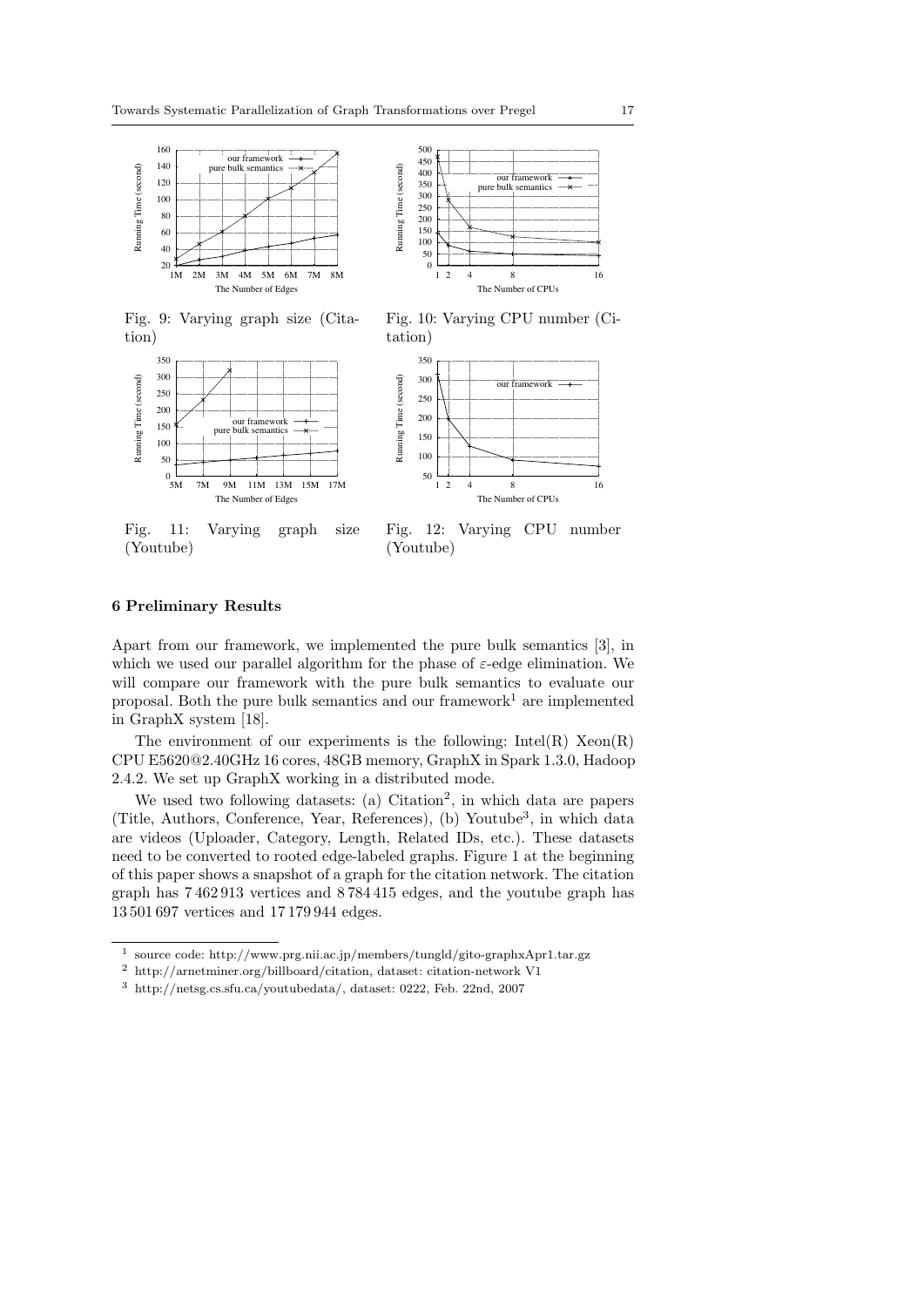Fig. 9: Varying graph size (Citation)

Fig. 10: Varying CPU number (Citation)

Fig. 11: Varying graph size (Youtube)

Fig. 12: Varying CPU number (Youtube)

## 6 Preliminary Results

Apart from our framework, we implemented the pure bulk semantics [3], in which we used our parallel algorithm for the phase of $\varepsilon$-edge elimination. We will compare our framework with the pure bulk semantics to evaluate our proposal. Both the pure bulk semantics and our framework[1] are implemented in GraphX system [18].

The environment of our experiments is the following: Intel(R) Xeon(R) CPU E5620@2.40GHz 16 cores, 48GB memory, GraphX in Spark 1.3.0, Hadoop 2.4.2. We set up GraphX working in a distributed mode.

We used two following datasets: (a) Citation[2], in which data are papers (Title, Authors, Conference, Year, References), (b) Youtube[3], in which data are videos (Uploader, Category, Length, Related IDs, etc.). These datasets need to be converted to rooted edge-labeled graphs. Figure 1 at the beginning of this paper shows a snapshot of a graph for the citation network. The citation graph has 7 462 913 vertices and 8 784 415 edges, and the youtube graph has 13 501 697 vertices and 17 179 944 edges.

---

[1] source code: http://www.prg.nii.ac.jp/members/tungld/gito-graphxApr1.tar.gz

[2] http://arnetminer.org/billboard/citation, dataset: citation-network V1

[3] http://netsg.cs.sfu.ca/youtubedata/, dataset: 0222, Feb. 22nd, 2007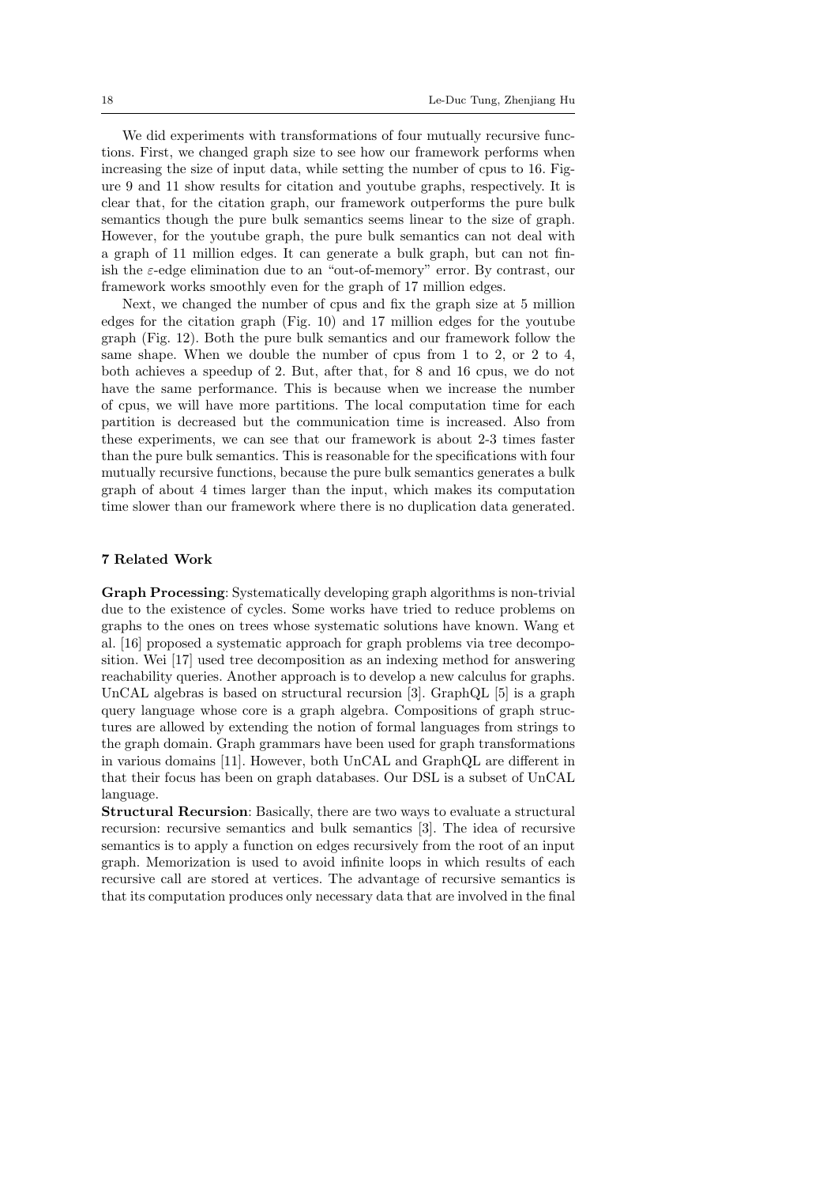We did experiments with transformations of four mutually recursive functions. First, we changed graph size to see how our framework performs when increasing the size of input data, while setting the number of cpus to 16. Figure 9 and 11 show results for citation and youtube graphs, respectively. It is clear that, for the citation graph, our framework outperforms the pure bulk semantics though the pure bulk semantics seems linear to the size of graph. However, for the youtube graph, the pure bulk semantics can not deal with a graph of 11 million edges. It can generate a bulk graph, but can not finish the $\varepsilon$-edge elimination due to an "out-of-memory" error. By contrast, our framework works smoothly even for the graph of 17 million edges.

Next, we changed the number of cpus and fix the graph size at 5 million edges for the citation graph (Fig. 10) and 17 million edges for the youtube graph (Fig. 12). Both the pure bulk semantics and our framework follow the same shape. When we double the number of cpus from 1 to 2, or 2 to 4, both achieves a speedup of 2. But, after that, for 8 and 16 cpus, we do not have the same performance. This is because when we increase the number of cpus, we will have more partitions. The local computation time for each partition is decreased but the communication time is increased. Also from these experiments, we can see that our framework is about 2-3 times faster than the pure bulk semantics. This is reasonable for the specifications with four mutually recursive functions, because the pure bulk semantics generates a bulk graph of about 4 times larger than the input, which makes its computation time slower than our framework where there is no duplication data generated.

## 7 Related Work

**Graph Processing**: Systematically developing graph algorithms is non-trivial due to the existence of cycles. Some works have tried to reduce problems on graphs to the ones on trees whose systematic solutions have known. Wang et al. [16] proposed a systematic approach for graph problems via tree decomposition. Wei [17] used tree decomposition as an indexing method for answering reachability queries. Another approach is to develop a new calculus for graphs. UnCAL algebras is based on structural recursion [3]. GraphQL [5] is a graph query language whose core is a graph algebra. Compositions of graph structures are allowed by extending the notion of formal languages from strings to the graph domain. Graph grammars have been used for graph transformations in various domains [11]. However, both UnCAL and GraphQL are different in that their focus has been on graph databases. Our DSL is a subset of UnCAL language.

**Structural Recursion**: Basically, there are two ways to evaluate a structural recursion: recursive semantics and bulk semantics [3]. The idea of recursive semantics is to apply a function on edges recursively from the root of an input graph. Memorization is used to avoid infinite loops in which results of each recursive call are stored at vertices. The advantage of recursive semantics is that its computation produces only necessary data that are involved in the final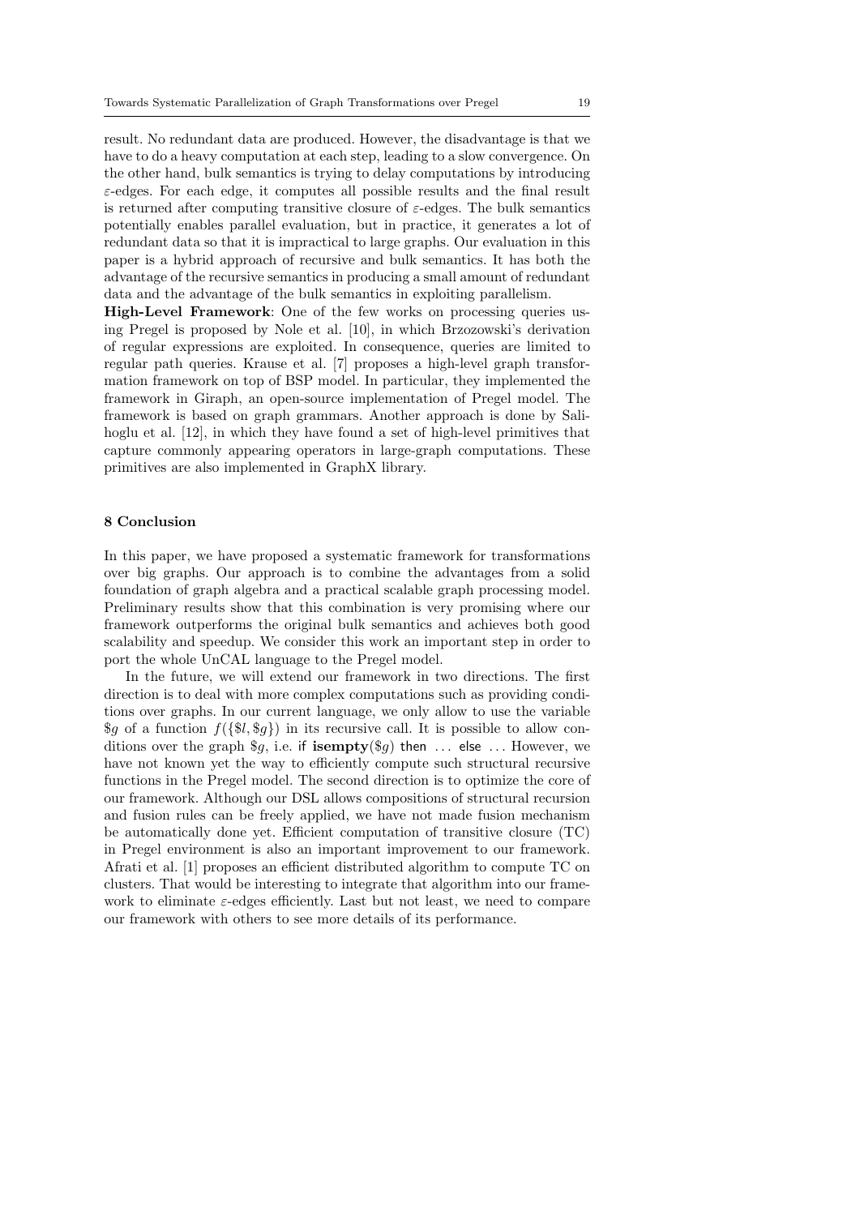result. No redundant data are produced. However, the disadvantage is that we have to do a heavy computation at each step, leading to a slow convergence. On the other hand, bulk semantics is trying to delay computations by introducing $\varepsilon$-edges. For each edge, it computes all possible results and the final result is returned after computing transitive closure of $\varepsilon$-edges. The bulk semantics potentially enables parallel evaluation, but in practice, it generates a lot of redundant data so that it is impractical to large graphs. Our evaluation in this paper is a hybrid approach of recursive and bulk semantics. It has both the advantage of the recursive semantics in producing a small amount of redundant data and the advantage of the bulk semantics in exploiting parallelism.

**High-Level Framework**: One of the few works on processing queries using Pregel is proposed by Nole et al. [10], in which Brzozowski's derivation of regular expressions are exploited. In consequence, queries are limited to regular path queries. Krause et al. [7] proposes a high-level graph transformation framework on top of BSP model. In particular, they implemented the framework in Giraph, an open-source implementation of Pregel model. The framework is based on graph grammars. Another approach is done by Salihoglu et al. [12], in which they have found a set of high-level primitives that capture commonly appearing operators in large-graph computations. These primitives are also implemented in GraphX library.

## 8 Conclusion

In this paper, we have proposed a systematic framework for transformations over big graphs. Our approach is to combine the advantages from a solid foundation of graph algebra and a practical scalable graph processing model. Preliminary results show that this combination is very promising where our framework outperforms the original bulk semantics and achieves both good scalability and speedup. We consider this work an important step in order to port the whole UnCAL language to the Pregel model.

In the future, we will extend our framework in two directions. The first direction is to deal with more complex computations such as providing conditions over graphs. In our current language, we only allow to use the variable $\$g$ of a function $f(\{\$l, \$g\})$ in its recursive call. It is possible to allow conditions over the graph $\$g$, i.e. if **isempty**($\$g$) then ... else ... However, we have not known yet the way to efficiently compute such structural recursive functions in the Pregel model. The second direction is to optimize the core of our framework. Although our DSL allows compositions of structural recursion and fusion rules can be freely applied, we have not made fusion mechanism be automatically done yet. Efficient computation of transitive closure (TC) in Pregel environment is also an important improvement to our framework. Afrati et al. [1] proposes an efficient distributed algorithm to compute TC on clusters. That would be interesting to integrate that algorithm into our framework to eliminate $\varepsilon$-edges efficiently. Last but not least, we need to compare our framework with others to see more details of its performance.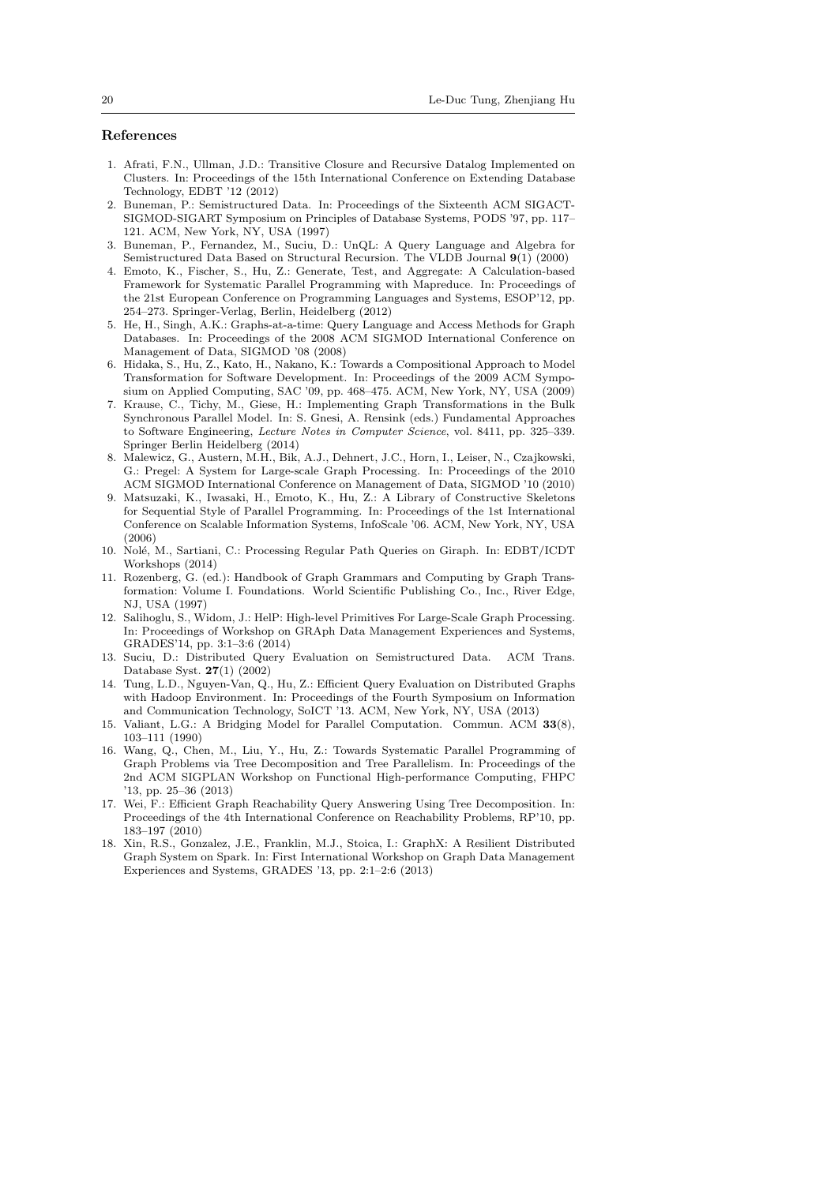## References

1. Afrati, F.N., Ullman, J.D.: Transitive Closure and Recursive Datalog Implemented on Clusters. In: Proceedings of the 15th International Conference on Extending Database Technology, EDBT '12 (2012)
2. Buneman, P.: Semistructured Data. In: Proceedings of the Sixteenth ACM SIGACT-SIGMOD-SIGART Symposium on Principles of Database Systems, PODS '97, pp. 117–121. ACM, New York, NY, USA (1997)
3. Buneman, P., Fernandez, M., Suciu, D.: UnQL: A Query Language and Algebra for Semistructured Data Based on Structural Recursion. The VLDB Journal **9**(1) (2000)
4. Emoto, K., Fischer, S., Hu, Z.: Generate, Test, and Aggregate: A Calculation-based Framework for Systematic Parallel Programming with Mapreduce. In: Proceedings of the 21st European Conference on Programming Languages and Systems, ESOP'12, pp. 254–273. Springer-Verlag, Berlin, Heidelberg (2012)
5. He, H., Singh, A.K.: Graphs-at-a-time: Query Language and Access Methods for Graph Databases. In: Proceedings of the 2008 ACM SIGMOD International Conference on Management of Data, SIGMOD '08 (2008)
6. Hidaka, S., Hu, Z., Kato, H., Nakano, K.: Towards a Compositional Approach to Model Transformation for Software Development. In: Proceedings of the 2009 ACM Symposium on Applied Computing, SAC '09, pp. 468–475. ACM, New York, NY, USA (2009)
7. Krause, C., Tichy, M., Giese, H.: Implementing Graph Transformations in the Bulk Synchronous Parallel Model. In: S. Gnesi, A. Rensink (eds.) Fundamental Approaches to Software Engineering, *Lecture Notes in Computer Science*, vol. 8411, pp. 325–339. Springer Berlin Heidelberg (2014)
8. Malewicz, G., Austern, M.H., Bik, A.J., Dehnert, J.C., Horn, I., Leiser, N., Czajkowski, G.: Pregel: A System for Large-scale Graph Processing. In: Proceedings of the 2010 ACM SIGMOD International Conference on Management of Data, SIGMOD '10 (2010)
9. Matsuzaki, K., Iwasaki, H., Emoto, K., Hu, Z.: A Library of Constructive Skeletons for Sequential Style of Parallel Programming. In: Proceedings of the 1st International Conference on Scalable Information Systems, InfoScale '06. ACM, New York, NY, USA (2006)
10. Nolé, M., Sartiani, C.: Processing Regular Path Queries on Giraph. In: EDBT/ICDT Workshops (2014)
11. Rozenberg, G. (ed.): Handbook of Graph Grammars and Computing by Graph Transformation: Volume I. Foundations. World Scientific Publishing Co., Inc., River Edge, NJ, USA (1997)
12. Salihoglu, S., Widom, J.: HelP: High-level Primitives For Large-Scale Graph Processing. In: Proceedings of Workshop on GRAph Data Management Experiences and Systems, GRADES'14, pp. 3:1–3:6 (2014)
13. Suciu, D.: Distributed Query Evaluation on Semistructured Data. ACM Trans. Database Syst. **27**(1) (2002)
14. Tung, L.D., Nguyen-Van, Q., Hu, Z.: Efficient Query Evaluation on Distributed Graphs with Hadoop Environment. In: Proceedings of the Fourth Symposium on Information and Communication Technology, SoICT '13. ACM, New York, NY, USA (2013)
15. Valiant, L.G.: A Bridging Model for Parallel Computation. Commun. ACM **33**(8), 103–111 (1990)
16. Wang, Q., Chen, M., Liu, Y., Hu, Z.: Towards Systematic Parallel Programming of Graph Problems via Tree Decomposition and Tree Parallelism. In: Proceedings of the 2nd ACM SIGPLAN Workshop on Functional High-performance Computing, FHPC '13, pp. 25–36 (2013)
17. Wei, F.: Efficient Graph Reachability Query Answering Using Tree Decomposition. In: Proceedings of the 4th International Conference on Reachability Problems, RP'10, pp. 183–197 (2010)
18. Xin, R.S., Gonzalez, J.E., Franklin, M.J., Stoica, I.: GraphX: A Resilient Distributed Graph System on Spark. In: First International Workshop on Graph Data Management Experiences and Systems, GRADES '13, pp. 2:1–2:6 (2013)